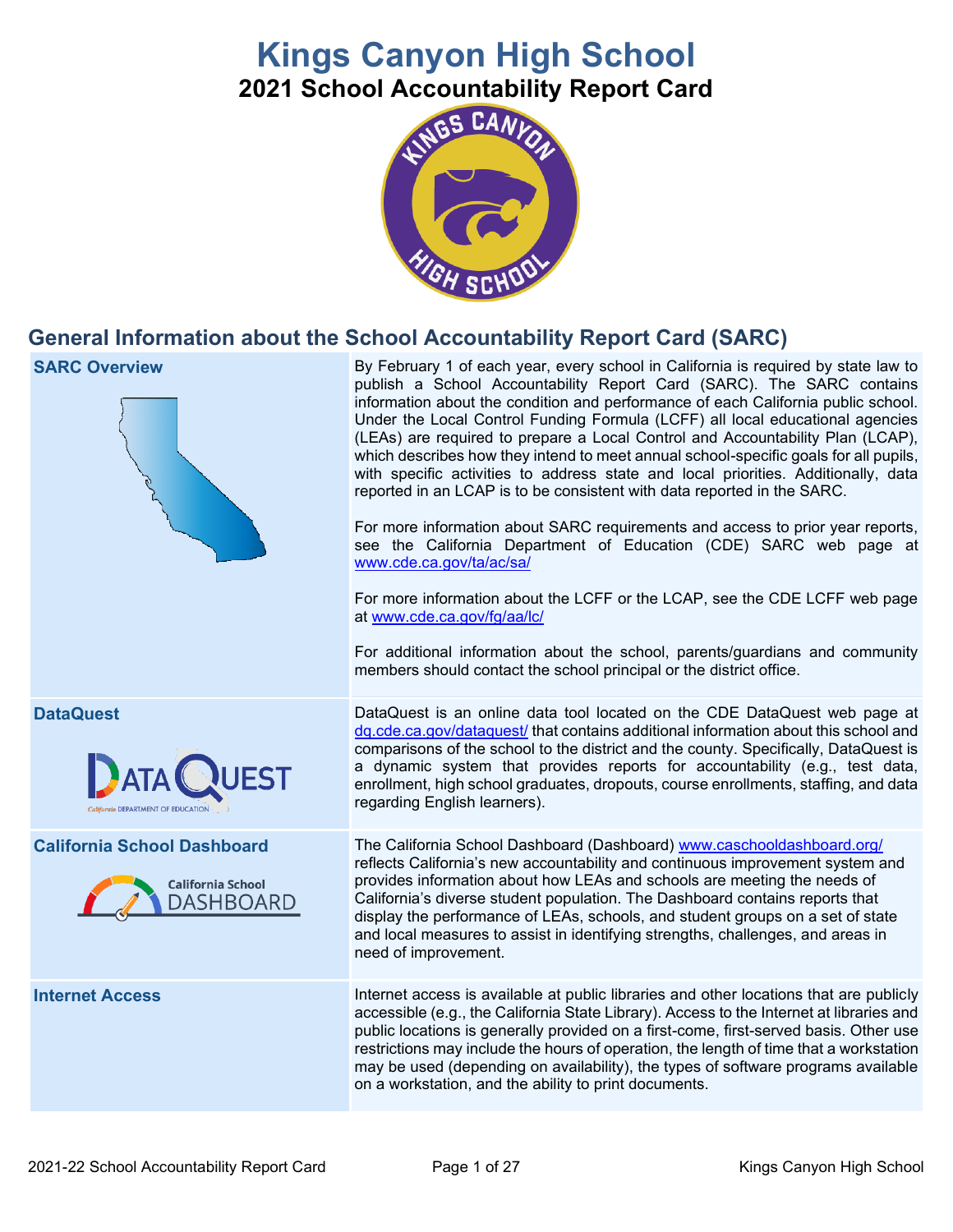# Kings Canyon High School

## 2021 School Accountability Report Card

## General Information about the School Accountability Report Card (SARC)

| | |
|---|---|
| **SARC Overview** | By February 1 of each year, every school in California is required by state law to publish a School Accountability Report Card (SARC). The SARC contains information about the condition and performance of each California public school. Under the Local Control Funding Formula (LCFF) all local educational agencies (LEAs) are required to prepare a Local Control and Accountability Plan (LCAP), which describes how they intend to meet annual school-specific goals for all pupils, with specific activities to address state and local priorities. Additionally, data reported in an LCAP is to be consistent with data reported in the SARC. <br><br> For more information about SARC requirements and access to prior year reports, see the California Department of Education (CDE) SARC web page at www.cde.ca.gov/ta/ac/sa/ <br><br> For more information about the LCFF or the LCAP, see the CDE LCFF web page at www.cde.ca.gov/fg/aa/lc/ <br><br> For additional information about the school, parents/guardians and community members should contact the school principal or the district office. |
| **DataQuest** | DataQuest is an online data tool located on the CDE DataQuest web page at dq.cde.ca.gov/dataquest/ that contains additional information about this school and comparisons of the school to the district and the county. Specifically, DataQuest is a dynamic system that provides reports for accountability (e.g., test data, enrollment, high school graduates, dropouts, course enrollments, staffing, and data regarding English learners). |
| **California School Dashboard** | The California School Dashboard (Dashboard) www.caschooldashboard.org/ reflects California's new accountability and continuous improvement system and provides information about how LEAs and schools are meeting the needs of California's diverse student population. The Dashboard contains reports that display the performance of LEAs, schools, and student groups on a set of state and local measures to assist in identifying strengths, challenges, and areas in need of improvement. |
| **Internet Access** | Internet access is available at public libraries and other locations that are publicly accessible (e.g., the California State Library). Access to the Internet at libraries and public locations is generally provided on a first-come, first-served basis. Other use restrictions may include the hours of operation, the length of time that a workstation may be used (depending on availability), the types of software programs available on a workstation, and the ability to print documents. |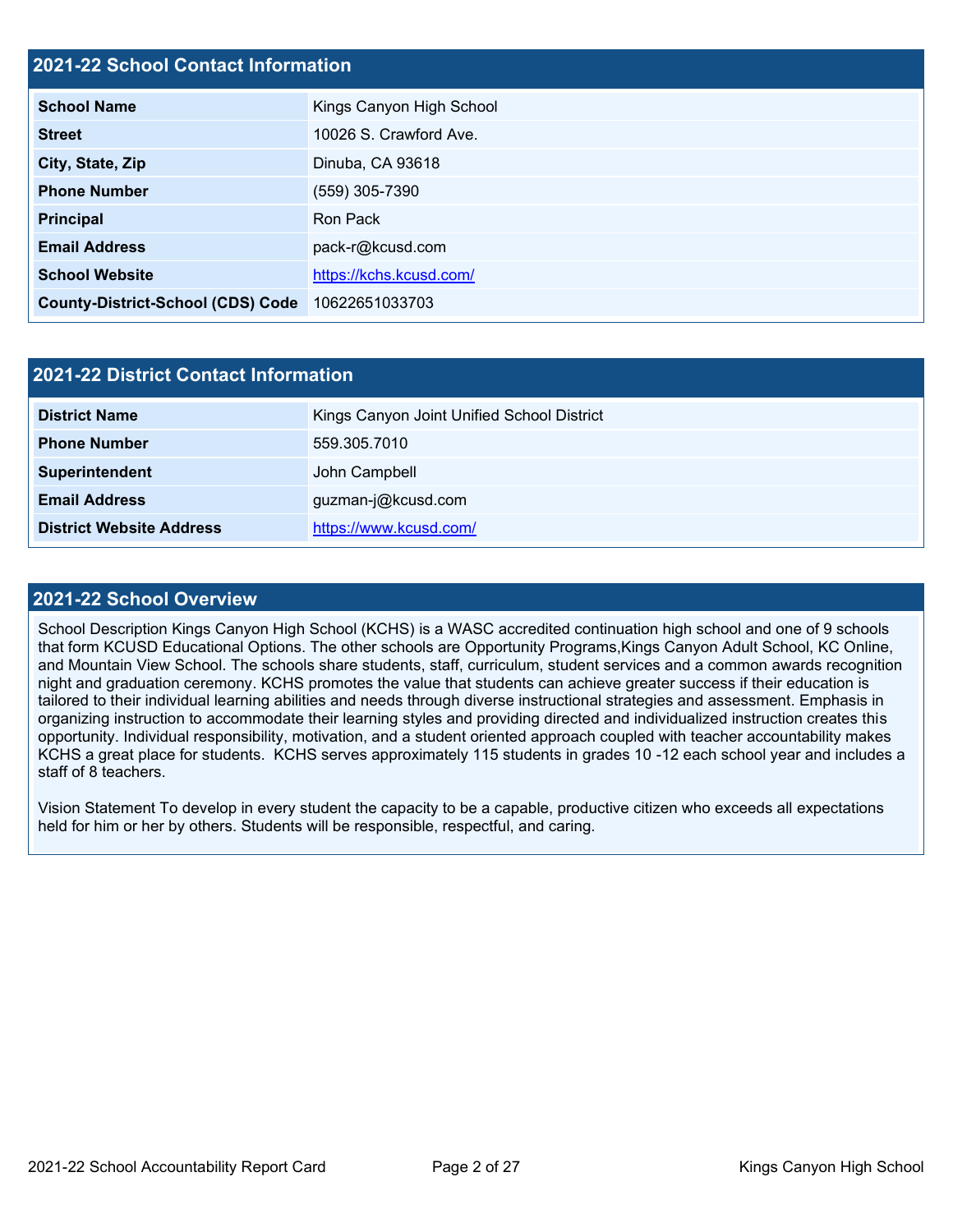## 2021-22 School Contact Information

| | |
|---|---|
| **School Name** | Kings Canyon High School |
| **Street** | 10026 S. Crawford Ave. |
| **City, State, Zip** | Dinuba, CA 93618 |
| **Phone Number** | (559) 305-7390 |
| **Principal** | Ron Pack |
| **Email Address** | pack-r@kcusd.com |
| **School Website** | https://kchs.kcusd.com/ |
| **County-District-School (CDS) Code** | 10622651033703 |

## 2021-22 District Contact Information

| | |
|---|---|
| **District Name** | Kings Canyon Joint Unified School District |
| **Phone Number** | 559.305.7010 |
| **Superintendent** | John Campbell |
| **Email Address** | guzman-j@kcusd.com |
| **District Website Address** | https://www.kcusd.com/ |

## 2021-22 School Overview

School Description Kings Canyon High School (KCHS) is a WASC accredited continuation high school and one of 9 schools that form KCUSD Educational Options. The other schools are Opportunity Programs,Kings Canyon Adult School, KC Online, and Mountain View School. The schools share students, staff, curriculum, student services and a common awards recognition night and graduation ceremony. KCHS promotes the value that students can achieve greater success if their education is tailored to their individual learning abilities and needs through diverse instructional strategies and assessment. Emphasis in organizing instruction to accommodate their learning styles and providing directed and individualized instruction creates this opportunity. Individual responsibility, motivation, and a student oriented approach coupled with teacher accountability makes KCHS a great place for students. KCHS serves approximately 115 students in grades 10 -12 each school year and includes a staff of 8 teachers.

Vision Statement To develop in every student the capacity to be a capable, productive citizen who exceeds all expectations held for him or her by others. Students will be responsible, respectful, and caring.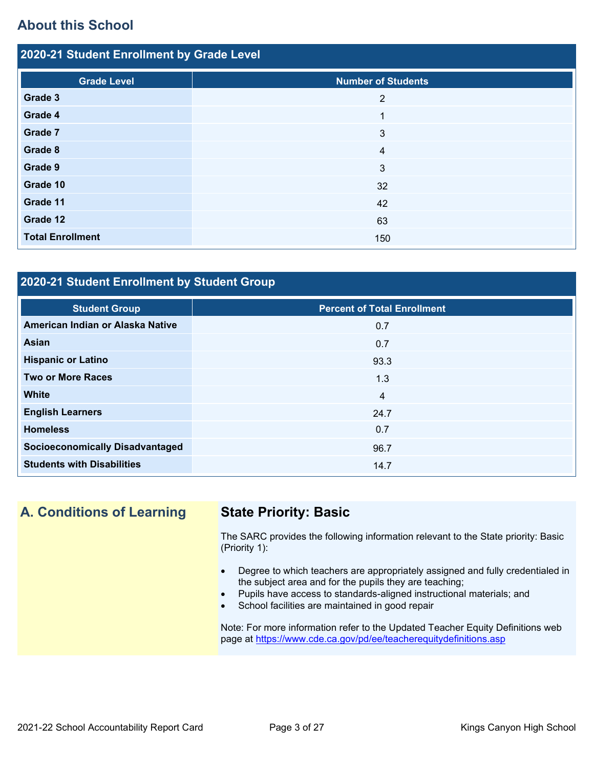## About this School

### 2020-21 Student Enrollment by Grade Level

| Grade Level | Number of Students |
|---|---|
| **Grade 3** | 2 |
| **Grade 4** | 1 |
| **Grade 7** | 3 |
| **Grade 8** | 4 |
| **Grade 9** | 3 |
| **Grade 10** | 32 |
| **Grade 11** | 42 |
| **Grade 12** | 63 |
| **Total Enrollment** | 150 |

### 2020-21 Student Enrollment by Student Group

| Student Group | Percent of Total Enrollment |
|---|---|
| **American Indian or Alaska Native** | 0.7 |
| **Asian** | 0.7 |
| **Hispanic or Latino** | 93.3 |
| **Two or More Races** | 1.3 |
| **White** | 4 |
| **English Learners** | 24.7 |
| **Homeless** | 0.7 |
| **Socioeconomically Disadvantaged** | 96.7 |
| **Students with Disabilities** | 14.7 |

## A. Conditions of Learning

### State Priority: Basic

The SARC provides the following information relevant to the State priority: Basic (Priority 1):

- Degree to which teachers are appropriately assigned and fully credentialed in the subject area and for the pupils they are teaching;
- Pupils have access to standards-aligned instructional materials; and
- School facilities are maintained in good repair

Note: For more information refer to the Updated Teacher Equity Definitions web page at https://www.cde.ca.gov/pd/ee/teacherequitydefinitions.asp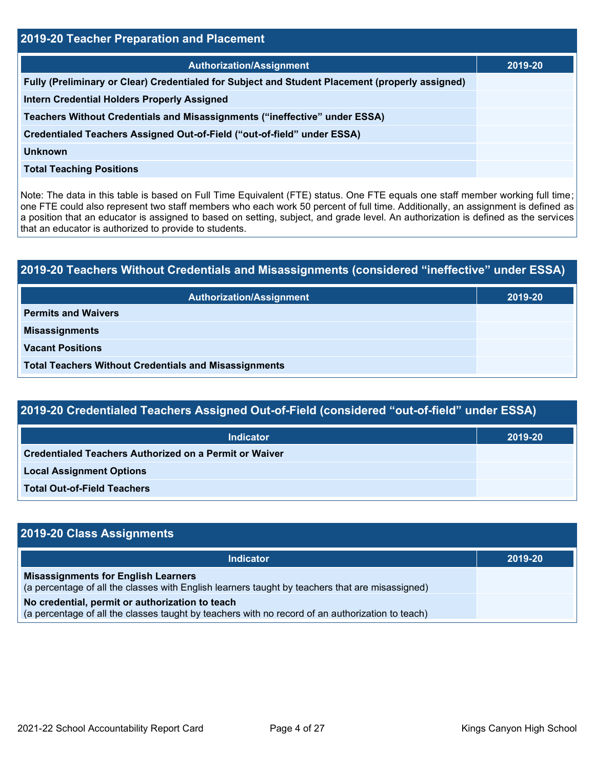## 2019-20 Teacher Preparation and Placement

| Authorization/Assignment | 2019-20 |
| --- | --- |
| Fully (Preliminary or Clear) Credentialed for Subject and Student Placement (properly assigned) | |
| Intern Credential Holders Properly Assigned | |
| Teachers Without Credentials and Misassignments ("ineffective" under ESSA) | |
| Credentialed Teachers Assigned Out-of-Field ("out-of-field" under ESSA) | |
| Unknown | |
| Total Teaching Positions | |

Note: The data in this table is based on Full Time Equivalent (FTE) status. One FTE equals one staff member working full time; one FTE could also represent two staff members who each work 50 percent of full time. Additionally, an assignment is defined as a position that an educator is assigned to based on setting, subject, and grade level. An authorization is defined as the services that an educator is authorized to provide to students.

## 2019-20 Teachers Without Credentials and Misassignments (considered "ineffective" under ESSA)

| Authorization/Assignment | 2019-20 |
| --- | --- |
| Permits and Waivers | |
| Misassignments | |
| Vacant Positions | |
| Total Teachers Without Credentials and Misassignments | |

## 2019-20 Credentialed Teachers Assigned Out-of-Field (considered "out-of-field" under ESSA)

| Indicator | 2019-20 |
| --- | --- |
| Credentialed Teachers Authorized on a Permit or Waiver | |
| Local Assignment Options | |
| Total Out-of-Field Teachers | |

## 2019-20 Class Assignments

| Indicator | 2019-20 |
| --- | --- |
| **Misassignments for English Learners** (a percentage of all the classes with English learners taught by teachers that are misassigned) | |
| **No credential, permit or authorization to teach** (a percentage of all the classes taught by teachers with no record of an authorization to teach) | |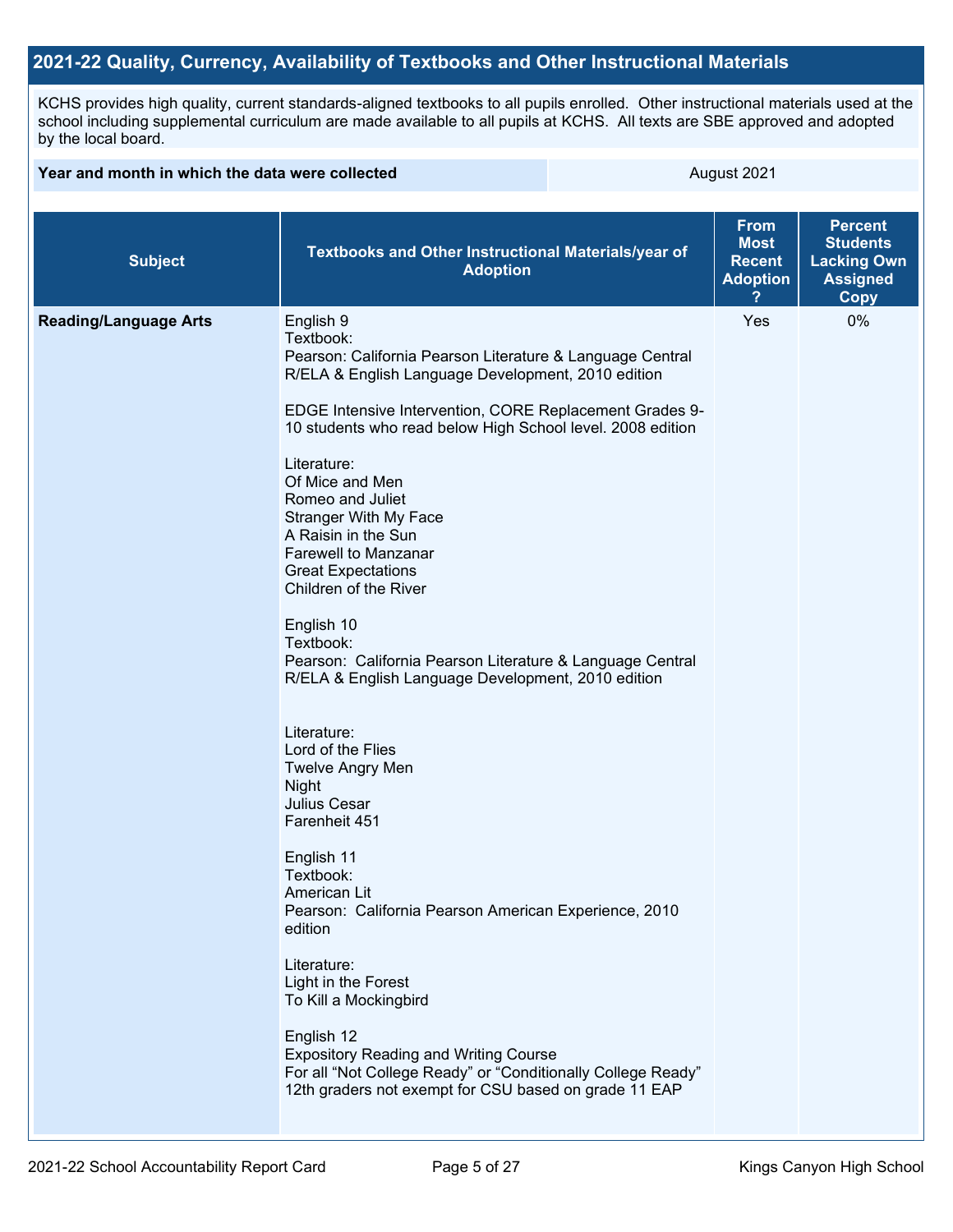## 2021-22 Quality, Currency, Availability of Textbooks and Other Instructional Materials

KCHS provides high quality, current standards-aligned textbooks to all pupils enrolled. Other instructional materials used at the school including supplemental curriculum are made available to all pupils at KCHS. All texts are SBE approved and adopted by the local board.

| Year and month in which the data were collected | August 2021 |
|---|---|

| Subject | Textbooks and Other Instructional Materials/year of Adoption | From Most Recent Adoption ? | Percent Students Lacking Own Assigned Copy |
|---|---|---|---|
| **Reading/Language Arts** | English 9<br>Textbook:<br>Pearson: California Pearson Literature & Language Central R/ELA & English Language Development, 2010 edition<br><br>EDGE Intensive Intervention, CORE Replacement Grades 9-10 students who read below High School level. 2008 edition<br><br>Literature:<br>Of Mice and Men<br>Romeo and Juliet<br>Stranger With My Face<br>A Raisin in the Sun<br>Farewell to Manzanar<br>Great Expectations<br>Children of the River<br><br>English 10<br>Textbook:<br>Pearson: California Pearson Literature & Language Central R/ELA & English Language Development, 2010 edition<br><br>Literature:<br>Lord of the Flies<br>Twelve Angry Men<br>Night<br>Julius Cesar<br>Farenheit 451<br><br>English 11<br>Textbook:<br>American Lit<br>Pearson: California Pearson American Experience, 2010 edition<br><br>Literature:<br>Light in the Forest<br>To Kill a Mockingbird<br><br>English 12<br>Expository Reading and Writing Course<br>For all "Not College Ready" or "Conditionally College Ready" 12th graders not exempt for CSU based on grade 11 EAP | Yes | 0% |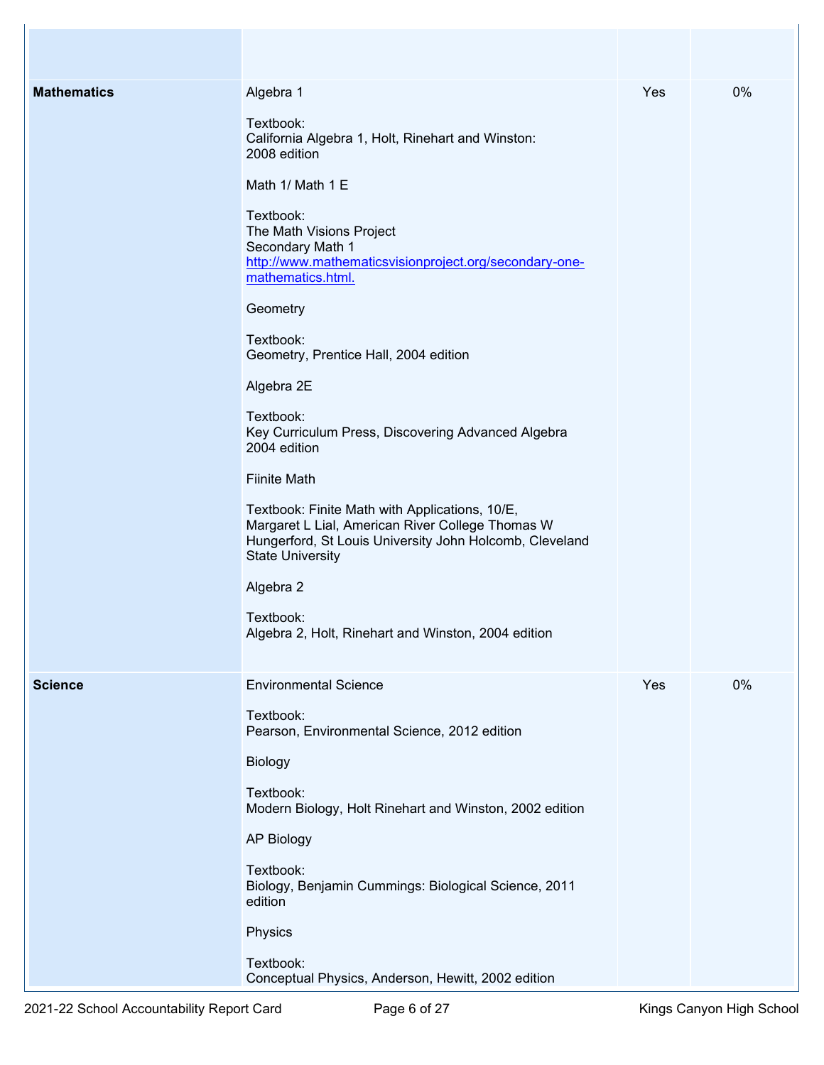| | | | |
|---|---|---|---|
| | | | |
| **Mathematics** | Algebra 1<br><br>Textbook:<br>California Algebra 1, Holt, Rinehart and Winston: 2008 edition<br><br>Math 1/ Math 1 E<br><br>Textbook:<br>The Math Visions Project<br>Secondary Math 1<br>[http://www.mathematicsvisionproject.org/secondary-one-mathematics.html.](http://www.mathematicsvisionproject.org/secondary-one-mathematics.html.)<br><br>Geometry<br><br>Textbook:<br>Geometry, Prentice Hall, 2004 edition<br><br>Algebra 2E<br><br>Textbook:<br>Key Curriculum Press, Discovering Advanced Algebra 2004 edition<br><br>Fiinite Math<br><br>Textbook: Finite Math with Applications, 10/E, Margaret L Lial, American River College Thomas W Hungerford, St Louis University John Holcomb, Cleveland State University<br><br>Algebra 2<br><br>Textbook:<br>Algebra 2, Holt, Rinehart and Winston, 2004 edition | Yes | 0% |
| **Science** | Environmental Science<br><br>Textbook:<br>Pearson, Environmental Science, 2012 edition<br><br>Biology<br><br>Textbook:<br>Modern Biology, Holt Rinehart and Winston, 2002 edition<br><br>AP Biology<br><br>Textbook:<br>Biology, Benjamin Cummings: Biological Science, 2011 edition<br><br>Physics<br><br>Textbook:<br>Conceptual Physics, Anderson, Hewitt, 2002 edition | Yes | 0% |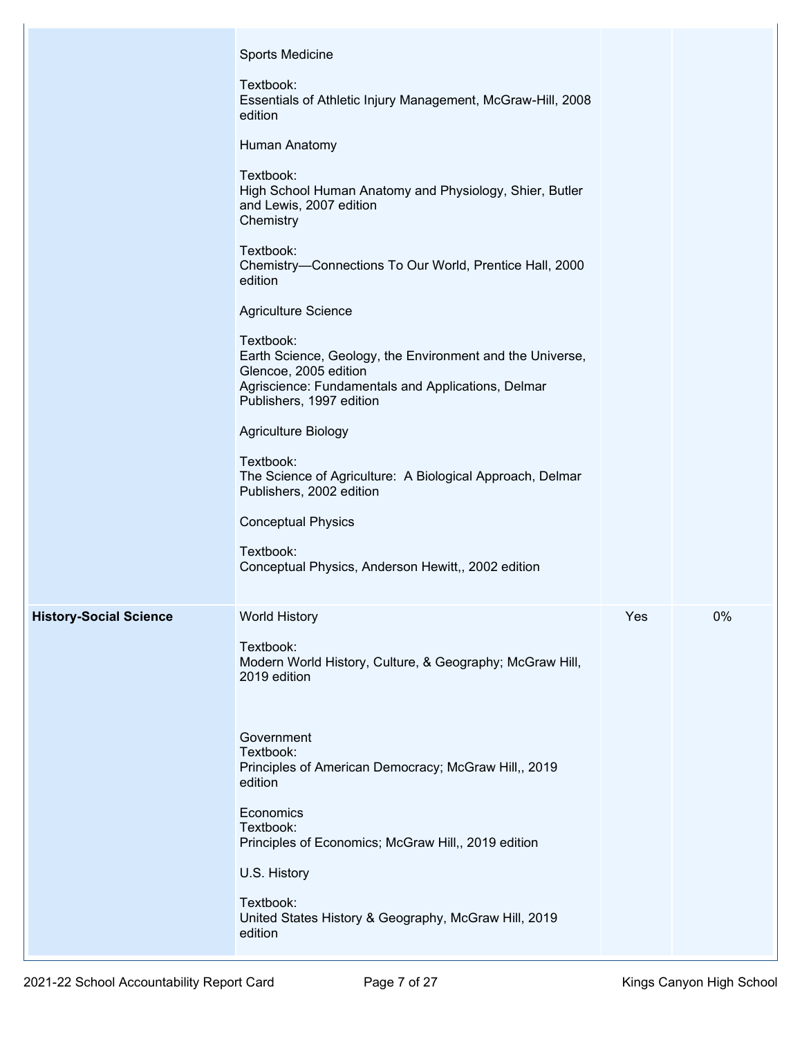| | | | |
|---|---|---|---|
| | Sports Medicine<br><br>Textbook:<br>Essentials of Athletic Injury Management, McGraw-Hill, 2008 edition<br><br>Human Anatomy<br><br>Textbook:<br>High School Human Anatomy and Physiology, Shier, Butler and Lewis, 2007 edition<br>Chemistry<br><br>Textbook:<br>Chemistry—Connections To Our World, Prentice Hall, 2000 edition<br><br>Agriculture Science<br><br>Textbook:<br>Earth Science, Geology, the Environment and the Universe, Glencoe, 2005 edition<br>Agriscience: Fundamentals and Applications, Delmar Publishers, 1997 edition<br><br>Agriculture Biology<br><br>Textbook:<br>The Science of Agriculture: A Biological Approach, Delmar Publishers, 2002 edition<br><br>Conceptual Physics<br><br>Textbook:<br>Conceptual Physics, Anderson Hewitt,, 2002 edition | | |
| **History-Social Science** | World History<br><br>Textbook:<br>Modern World History, Culture, & Geography; McGraw Hill, 2019 edition<br><br>Government<br>Textbook:<br>Principles of American Democracy; McGraw Hill,, 2019 edition<br><br>Economics<br>Textbook:<br>Principles of Economics; McGraw Hill,, 2019 edition<br><br>U.S. History<br><br>Textbook:<br>United States History & Geography, McGraw Hill, 2019 edition | Yes | 0% |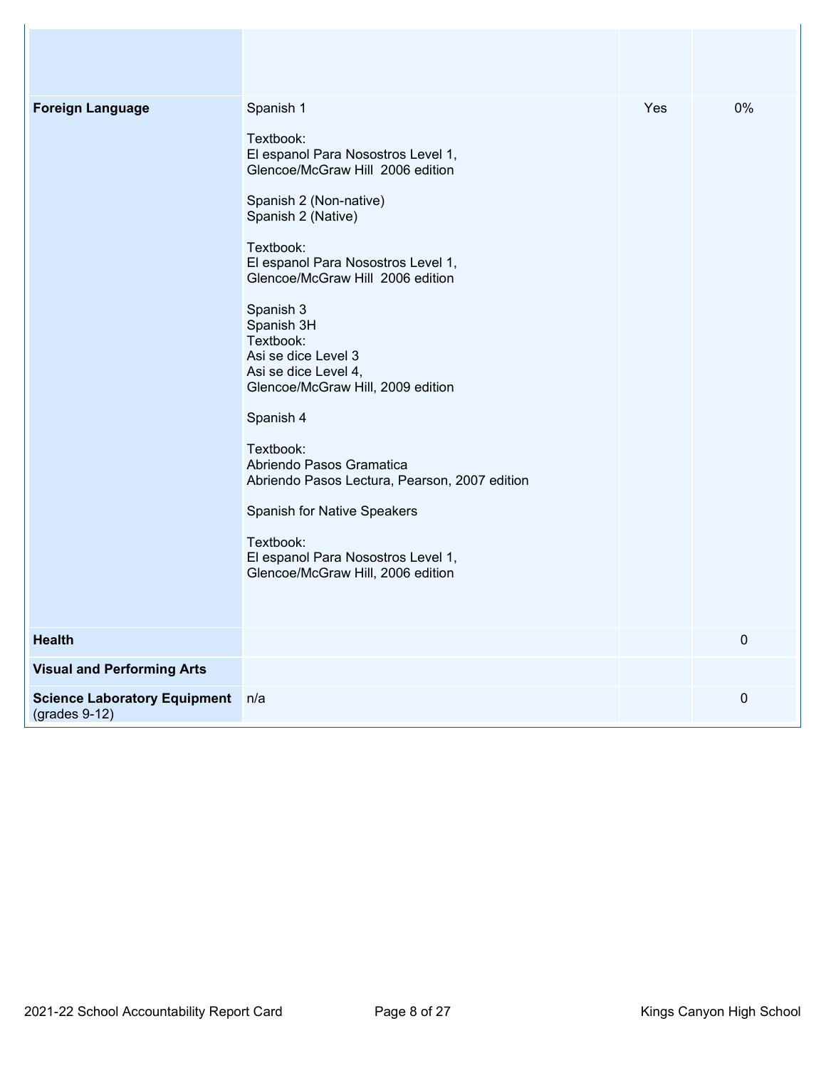| | | | |
|---|---|---|---|
| | | | |
| **Foreign Language** | Spanish 1<br><br>Textbook:<br>El espanol Para Nosostros Level 1,<br>Glencoe/McGraw Hill 2006 edition<br><br>Spanish 2 (Non-native)<br>Spanish 2 (Native)<br><br>Textbook:<br>El espanol Para Nosostros Level 1,<br>Glencoe/McGraw Hill 2006 edition<br><br>Spanish 3<br>Spanish 3H<br>Textbook:<br>Asi se dice Level 3<br>Asi se dice Level 4,<br>Glencoe/McGraw Hill, 2009 edition<br><br>Spanish 4<br><br>Textbook:<br>Abriendo Pasos Gramatica<br>Abriendo Pasos Lectura, Pearson, 2007 edition<br><br>Spanish for Native Speakers<br><br>Textbook:<br>El espanol Para Nosostros Level 1,<br>Glencoe/McGraw Hill, 2006 edition | Yes | 0% |
| **Health** | | | 0 |
| **Visual and Performing Arts** | | | |
| **Science Laboratory Equipment** (grades 9-12) | n/a | | 0 |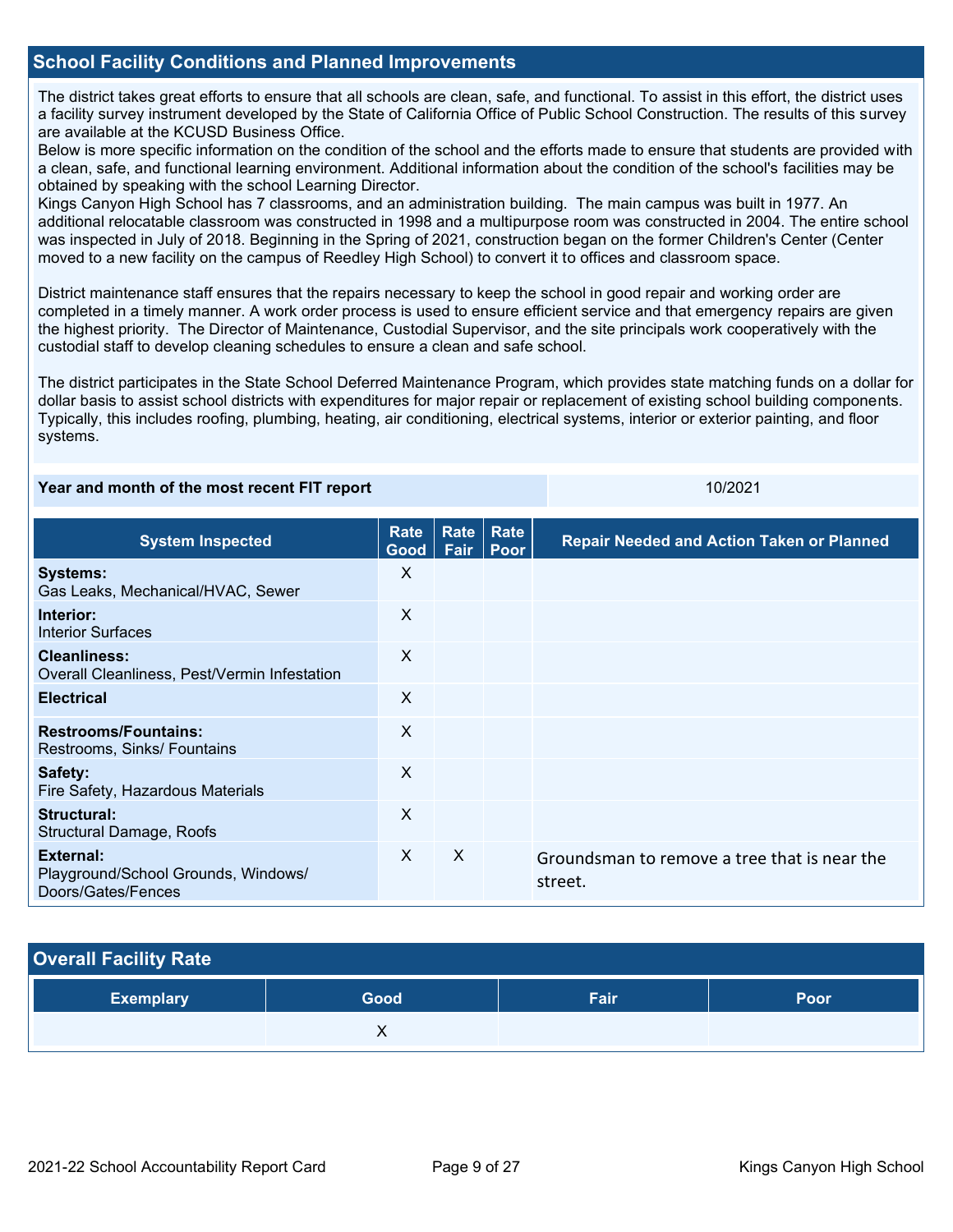## School Facility Conditions and Planned Improvements

The district takes great efforts to ensure that all schools are clean, safe, and functional. To assist in this effort, the district uses a facility survey instrument developed by the State of California Office of Public School Construction. The results of this survey are available at the KCUSD Business Office.

Below is more specific information on the condition of the school and the efforts made to ensure that students are provided with a clean, safe, and functional learning environment. Additional information about the condition of the school's facilities may be obtained by speaking with the school Learning Director.

Kings Canyon High School has 7 classrooms, and an administration building. The main campus was built in 1977. An additional relocatable classroom was constructed in 1998 and a multipurpose room was constructed in 2004. The entire school was inspected in July of 2018. Beginning in the Spring of 2021, construction began on the former Children's Center (Center moved to a new facility on the campus of Reedley High School) to convert it to offices and classroom space.

District maintenance staff ensures that the repairs necessary to keep the school in good repair and working order are completed in a timely manner. A work order process is used to ensure efficient service and that emergency repairs are given the highest priority. The Director of Maintenance, Custodial Supervisor, and the site principals work cooperatively with the custodial staff to develop cleaning schedules to ensure a clean and safe school.

The district participates in the State School Deferred Maintenance Program, which provides state matching funds on a dollar for dollar basis to assist school districts with expenditures for major repair or replacement of existing school building components. Typically, this includes roofing, plumbing, heating, air conditioning, electrical systems, interior or exterior painting, and floor systems.

| Year and month of the most recent FIT report | 10/2021 |
|---|---|

| System Inspected | Rate Good | Rate Fair | Rate Poor | Repair Needed and Action Taken or Planned |
|---|---|---|---|---|
| **Systems:** Gas Leaks, Mechanical/HVAC, Sewer | X | | | |
| **Interior:** Interior Surfaces | X | | | |
| **Cleanliness:** Overall Cleanliness, Pest/Vermin Infestation | X | | | |
| **Electrical** | X | | | |
| **Restrooms/Fountains:** Restrooms, Sinks/ Fountains | X | | | |
| **Safety:** Fire Safety, Hazardous Materials | X | | | |
| **Structural:** Structural Damage, Roofs | X | | | |
| **External:** Playground/School Grounds, Windows/ Doors/Gates/Fences | X | X | | Groundsman to remove a tree that is near the street. |

## Overall Facility Rate

| Exemplary | Good | Fair | Poor |
|---|---|---|---|
| | X | | |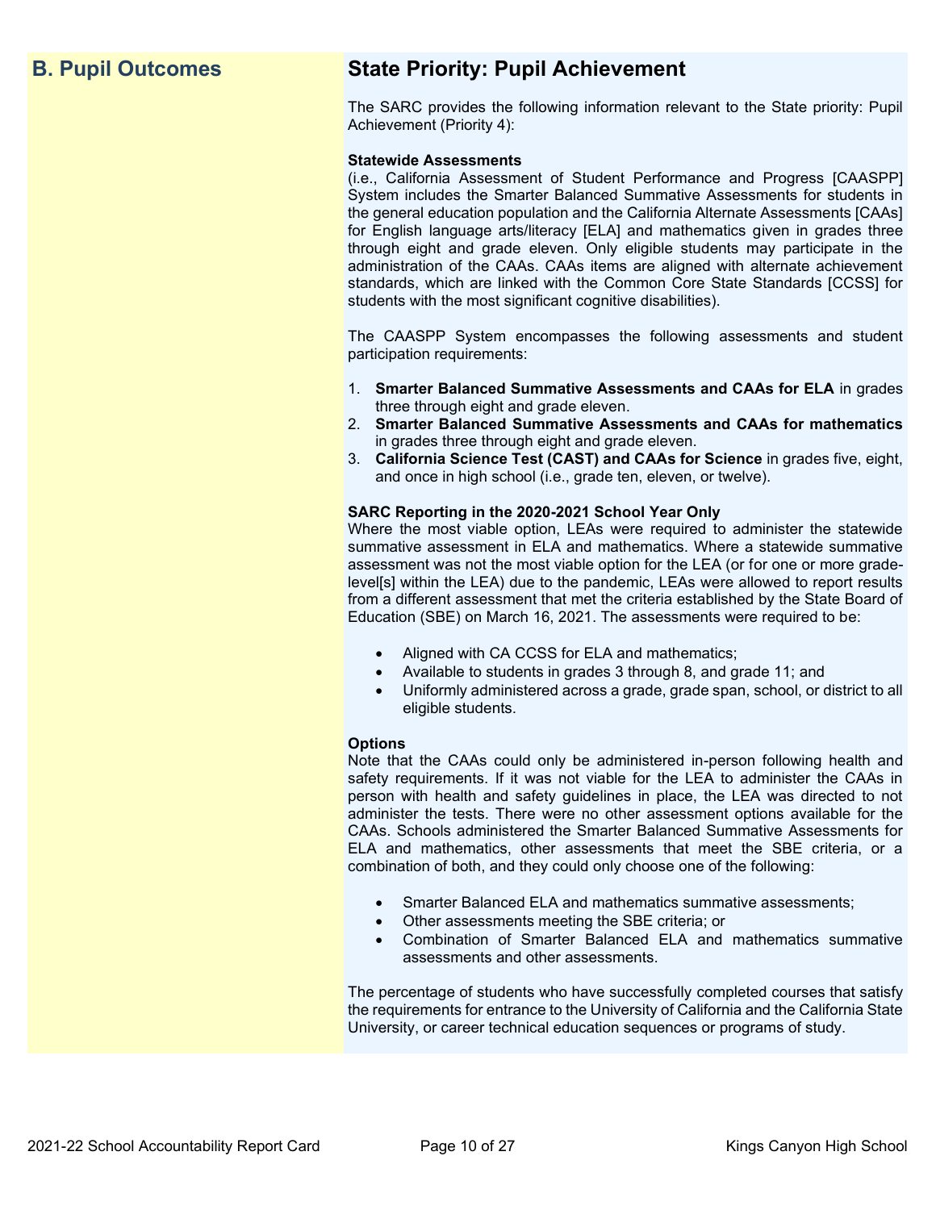## B. Pupil Outcomes

## State Priority: Pupil Achievement

The SARC provides the following information relevant to the State priority: Pupil Achievement (Priority 4):

**Statewide Assessments**
(i.e., California Assessment of Student Performance and Progress [CAASPP] System includes the Smarter Balanced Summative Assessments for students in the general education population and the California Alternate Assessments [CAAs] for English language arts/literacy [ELA] and mathematics given in grades three through eight and grade eleven. Only eligible students may participate in the administration of the CAAs. CAAs items are aligned with alternate achievement standards, which are linked with the Common Core State Standards [CCSS] for students with the most significant cognitive disabilities).

The CAASPP System encompasses the following assessments and student participation requirements:

1. **Smarter Balanced Summative Assessments and CAAs for ELA** in grades three through eight and grade eleven.
2. **Smarter Balanced Summative Assessments and CAAs for mathematics** in grades three through eight and grade eleven.
3. **California Science Test (CAST) and CAAs for Science** in grades five, eight, and once in high school (i.e., grade ten, eleven, or twelve).

**SARC Reporting in the 2020-2021 School Year Only**
Where the most viable option, LEAs were required to administer the statewide summative assessment in ELA and mathematics. Where a statewide summative assessment was not the most viable option for the LEA (or for one or more grade-level[s] within the LEA) due to the pandemic, LEAs were allowed to report results from a different assessment that met the criteria established by the State Board of Education (SBE) on March 16, 2021. The assessments were required to be:

- Aligned with CA CCSS for ELA and mathematics;
- Available to students in grades 3 through 8, and grade 11; and
- Uniformly administered across a grade, grade span, school, or district to all eligible students.

**Options**
Note that the CAAs could only be administered in-person following health and safety requirements. If it was not viable for the LEA to administer the CAAs in person with health and safety guidelines in place, the LEA was directed to not administer the tests. There were no other assessment options available for the CAAs. Schools administered the Smarter Balanced Summative Assessments for ELA and mathematics, other assessments that meet the SBE criteria, or a combination of both, and they could only choose one of the following:

- Smarter Balanced ELA and mathematics summative assessments;
- Other assessments meeting the SBE criteria; or
- Combination of Smarter Balanced ELA and mathematics summative assessments and other assessments.

The percentage of students who have successfully completed courses that satisfy the requirements for entrance to the University of California and the California State University, or career technical education sequences or programs of study.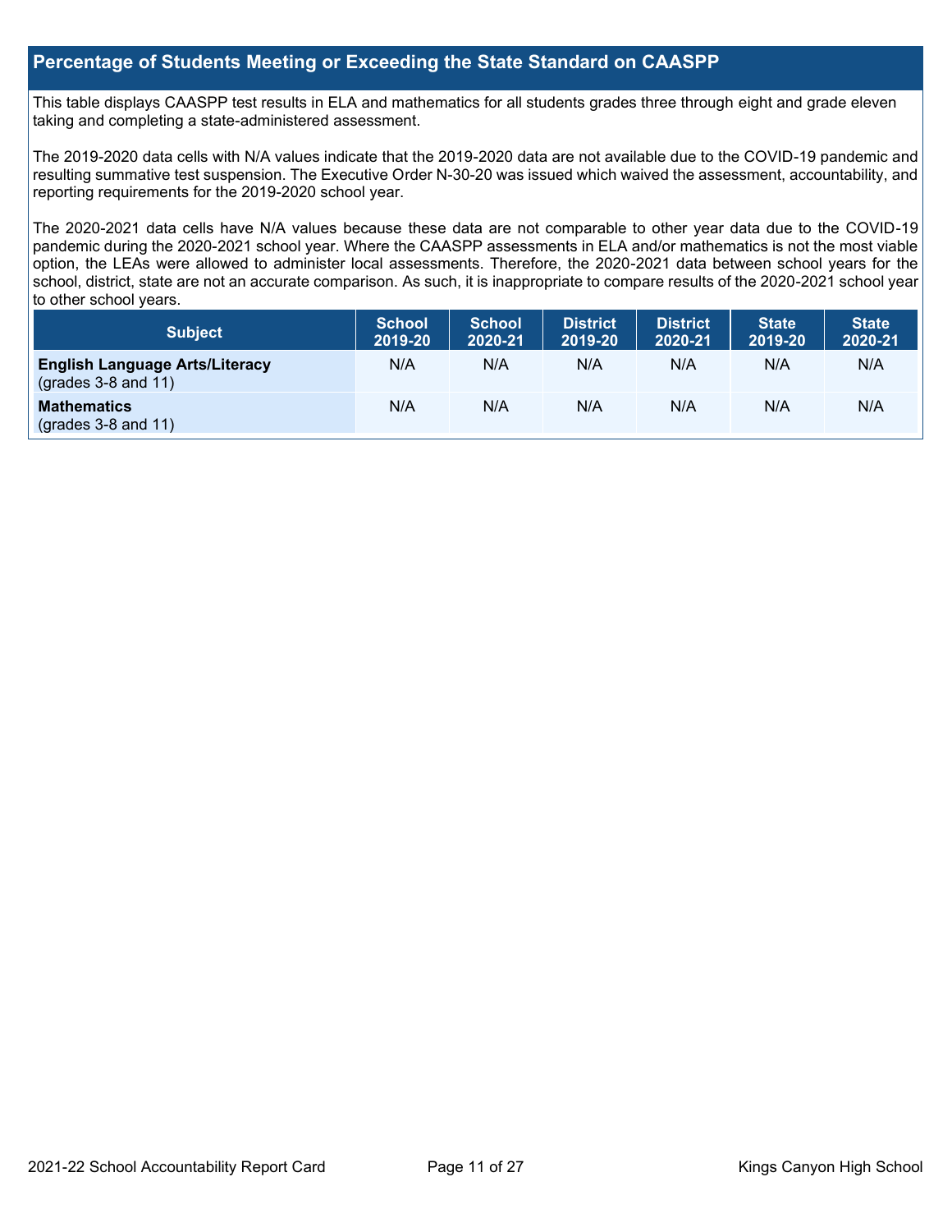## Percentage of Students Meeting or Exceeding the State Standard on CAASPP

This table displays CAASPP test results in ELA and mathematics for all students grades three through eight and grade eleven taking and completing a state-administered assessment.

The 2019-2020 data cells with N/A values indicate that the 2019-2020 data are not available due to the COVID-19 pandemic and resulting summative test suspension. The Executive Order N-30-20 was issued which waived the assessment, accountability, and reporting requirements for the 2019-2020 school year.

The 2020-2021 data cells have N/A values because these data are not comparable to other year data due to the COVID-19 pandemic during the 2020-2021 school year. Where the CAASPP assessments in ELA and/or mathematics is not the most viable option, the LEAs were allowed to administer local assessments. Therefore, the 2020-2021 data between school years for the school, district, state are not an accurate comparison. As such, it is inappropriate to compare results of the 2020-2021 school year to other school years.

| Subject | School 2019-20 | School 2020-21 | District 2019-20 | District 2020-21 | State 2019-20 | State 2020-21 |
|---|---|---|---|---|---|---|
| **English Language Arts/Literacy** (grades 3-8 and 11) | N/A | N/A | N/A | N/A | N/A | N/A |
| **Mathematics** (grades 3-8 and 11) | N/A | N/A | N/A | N/A | N/A | N/A |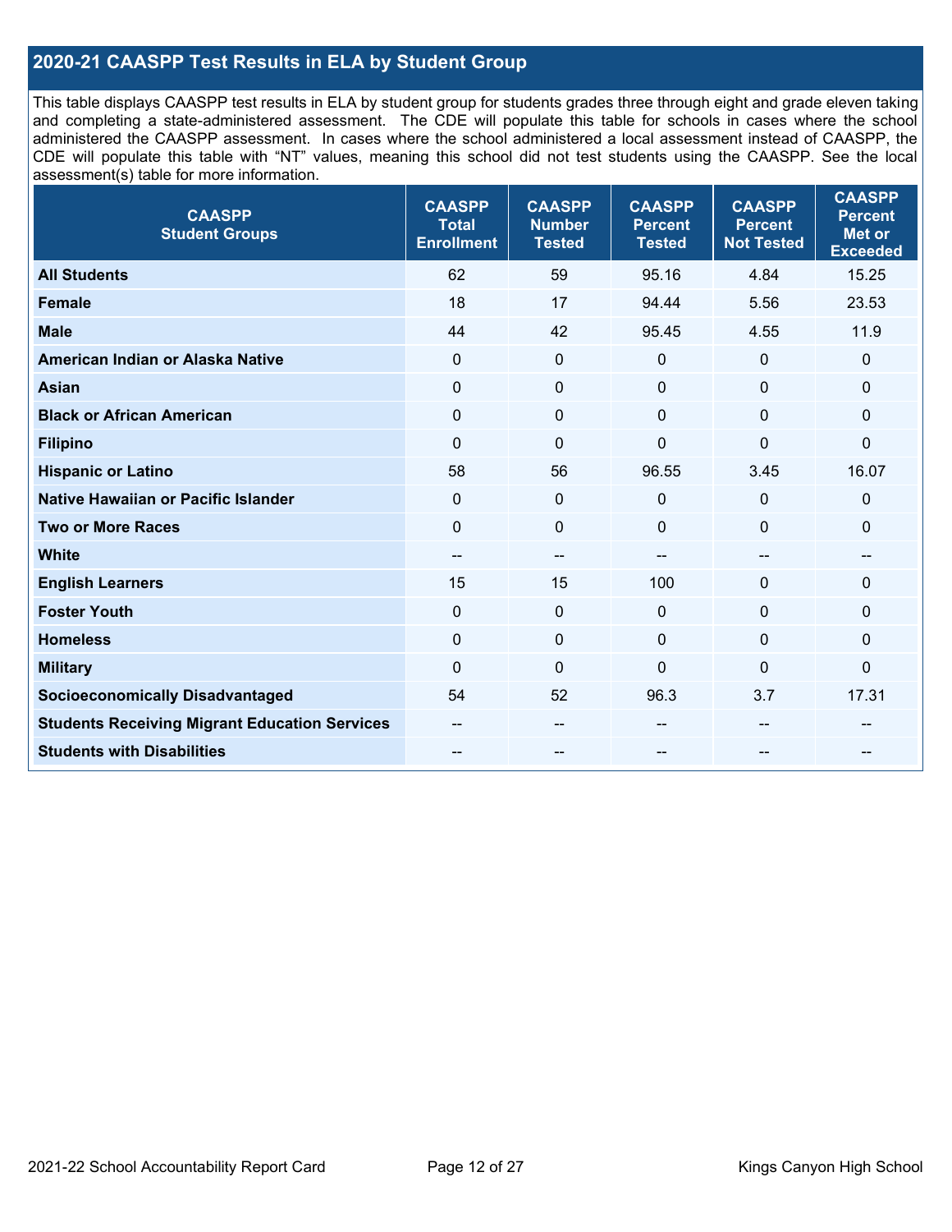## 2020-21 CAASPP Test Results in ELA by Student Group

This table displays CAASPP test results in ELA by student group for students grades three through eight and grade eleven taking and completing a state-administered assessment. The CDE will populate this table for schools in cases where the school administered the CAASPP assessment. In cases where the school administered a local assessment instead of CAASPP, the CDE will populate this table with "NT" values, meaning this school did not test students using the CAASPP. See the local assessment(s) table for more information.

| CAASPP Student Groups | CAASPP Total Enrollment | CAASPP Number Tested | CAASPP Percent Tested | CAASPP Percent Not Tested | CAASPP Percent Met or Exceeded |
|---|---|---|---|---|---|
| **All Students** | 62 | 59 | 95.16 | 4.84 | 15.25 |
| **Female** | 18 | 17 | 94.44 | 5.56 | 23.53 |
| **Male** | 44 | 42 | 95.45 | 4.55 | 11.9 |
| **American Indian or Alaska Native** | 0 | 0 | 0 | 0 | 0 |
| **Asian** | 0 | 0 | 0 | 0 | 0 |
| **Black or African American** | 0 | 0 | 0 | 0 | 0 |
| **Filipino** | 0 | 0 | 0 | 0 | 0 |
| **Hispanic or Latino** | 58 | 56 | 96.55 | 3.45 | 16.07 |
| **Native Hawaiian or Pacific Islander** | 0 | 0 | 0 | 0 | 0 |
| **Two or More Races** | 0 | 0 | 0 | 0 | 0 |
| **White** | -- | -- | -- | -- | -- |
| **English Learners** | 15 | 15 | 100 | 0 | 0 |
| **Foster Youth** | 0 | 0 | 0 | 0 | 0 |
| **Homeless** | 0 | 0 | 0 | 0 | 0 |
| **Military** | 0 | 0 | 0 | 0 | 0 |
| **Socioeconomically Disadvantaged** | 54 | 52 | 96.3 | 3.7 | 17.31 |
| **Students Receiving Migrant Education Services** | -- | -- | -- | -- | -- |
| **Students with Disabilities** | -- | -- | -- | -- | -- |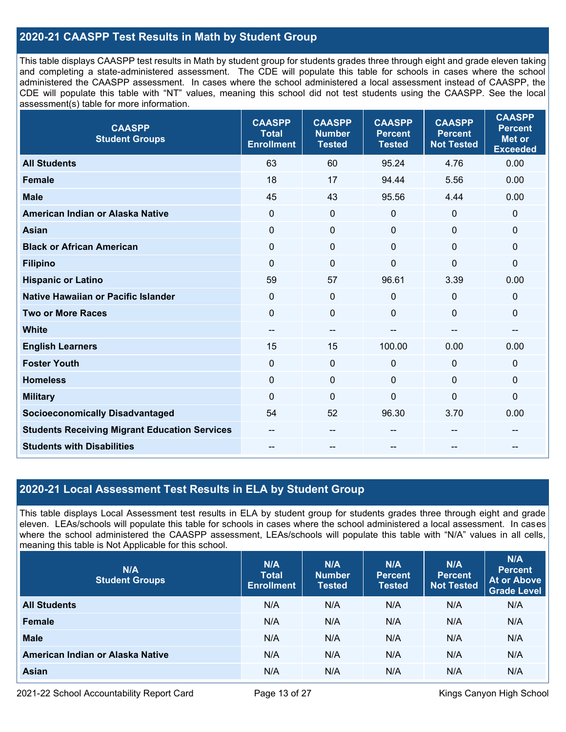## 2020-21 CAASPP Test Results in Math by Student Group

This table displays CAASPP test results in Math by student group for students grades three through eight and grade eleven taking and completing a state-administered assessment. The CDE will populate this table for schools in cases where the school administered the CAASPP assessment. In cases where the school administered a local assessment instead of CAASPP, the CDE will populate this table with "NT" values, meaning this school did not test students using the CAASPP. See the local assessment(s) table for more information.

| CAASPP Student Groups | CAASPP Total Enrollment | CAASPP Number Tested | CAASPP Percent Tested | CAASPP Percent Not Tested | CAASPP Percent Met or Exceeded |
|---|---|---|---|---|---|
| **All Students** | 63 | 60 | 95.24 | 4.76 | 0.00 |
| **Female** | 18 | 17 | 94.44 | 5.56 | 0.00 |
| **Male** | 45 | 43 | 95.56 | 4.44 | 0.00 |
| **American Indian or Alaska Native** | 0 | 0 | 0 | 0 | 0 |
| **Asian** | 0 | 0 | 0 | 0 | 0 |
| **Black or African American** | 0 | 0 | 0 | 0 | 0 |
| **Filipino** | 0 | 0 | 0 | 0 | 0 |
| **Hispanic or Latino** | 59 | 57 | 96.61 | 3.39 | 0.00 |
| **Native Hawaiian or Pacific Islander** | 0 | 0 | 0 | 0 | 0 |
| **Two or More Races** | 0 | 0 | 0 | 0 | 0 |
| **White** | -- | -- | -- | -- | -- |
| **English Learners** | 15 | 15 | 100.00 | 0.00 | 0.00 |
| **Foster Youth** | 0 | 0 | 0 | 0 | 0 |
| **Homeless** | 0 | 0 | 0 | 0 | 0 |
| **Military** | 0 | 0 | 0 | 0 | 0 |
| **Socioeconomically Disadvantaged** | 54 | 52 | 96.30 | 3.70 | 0.00 |
| **Students Receiving Migrant Education Services** | -- | -- | -- | -- | -- |
| **Students with Disabilities** | -- | -- | -- | -- | -- |

## 2020-21 Local Assessment Test Results in ELA by Student Group

This table displays Local Assessment test results in ELA by student group for students grades three through eight and grade eleven. LEAs/schools will populate this table for schools in cases where the school administered a local assessment. In cases where the school administered the CAASPP assessment, LEAs/schools will populate this table with "N/A" values in all cells, meaning this table is Not Applicable for this school.

| N/A Student Groups | N/A Total Enrollment | N/A Number Tested | N/A Percent Tested | N/A Percent Not Tested | N/A Percent At or Above Grade Level |
|---|---|---|---|---|---|
| **All Students** | N/A | N/A | N/A | N/A | N/A |
| **Female** | N/A | N/A | N/A | N/A | N/A |
| **Male** | N/A | N/A | N/A | N/A | N/A |
| **American Indian or Alaska Native** | N/A | N/A | N/A | N/A | N/A |
| **Asian** | N/A | N/A | N/A | N/A | N/A |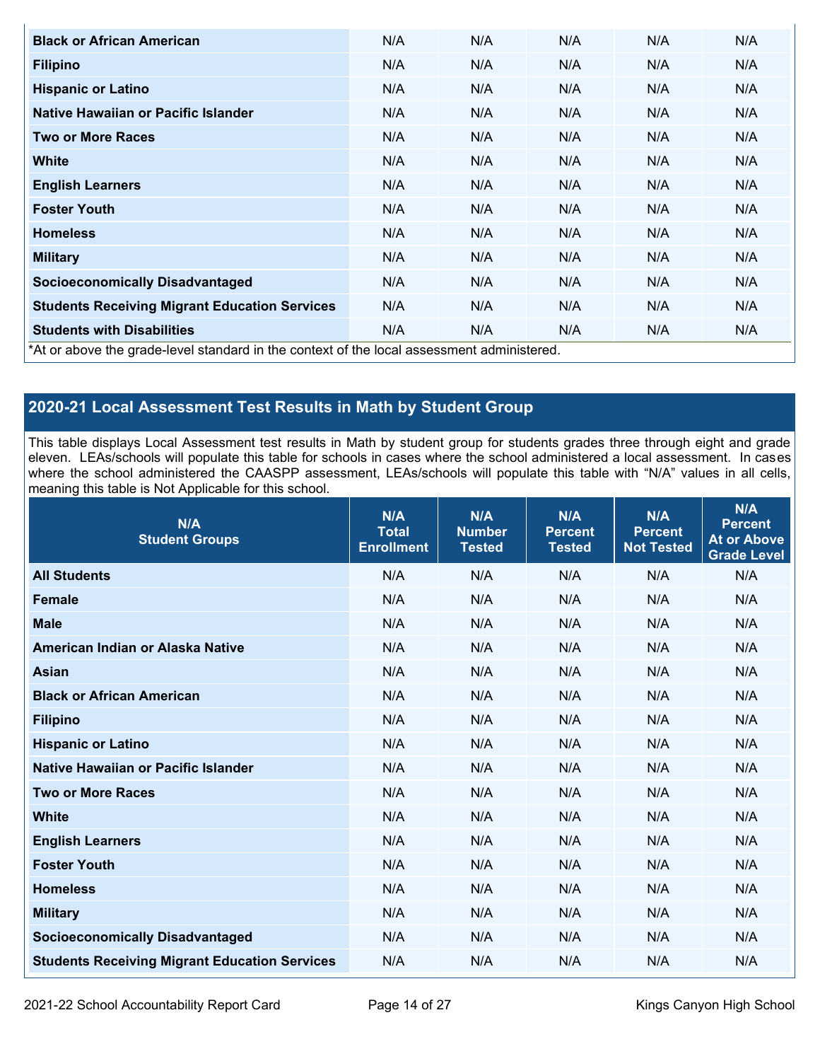| | | | | | |
|---|---|---|---|---|---|
| **Black or African American** | N/A | N/A | N/A | N/A | N/A |
| **Filipino** | N/A | N/A | N/A | N/A | N/A |
| **Hispanic or Latino** | N/A | N/A | N/A | N/A | N/A |
| **Native Hawaiian or Pacific Islander** | N/A | N/A | N/A | N/A | N/A |
| **Two or More Races** | N/A | N/A | N/A | N/A | N/A |
| **White** | N/A | N/A | N/A | N/A | N/A |
| **English Learners** | N/A | N/A | N/A | N/A | N/A |
| **Foster Youth** | N/A | N/A | N/A | N/A | N/A |
| **Homeless** | N/A | N/A | N/A | N/A | N/A |
| **Military** | N/A | N/A | N/A | N/A | N/A |
| **Socioeconomically Disadvantaged** | N/A | N/A | N/A | N/A | N/A |
| **Students Receiving Migrant Education Services** | N/A | N/A | N/A | N/A | N/A |
| **Students with Disabilities** | N/A | N/A | N/A | N/A | N/A |

*At or above the grade-level standard in the context of the local assessment administered.

## 2020-21 Local Assessment Test Results in Math by Student Group

This table displays Local Assessment test results in Math by student group for students grades three through eight and grade eleven. LEAs/schools will populate this table for schools in cases where the school administered a local assessment. In cases where the school administered the CAASPP assessment, LEAs/schools will populate this table with “N/A” values in all cells, meaning this table is Not Applicable for this school.

| N/A Student Groups | N/A Total Enrollment | N/A Number Tested | N/A Percent Tested | N/A Percent Not Tested | N/A Percent At or Above Grade Level |
|---|---|---|---|---|---|
| **All Students** | N/A | N/A | N/A | N/A | N/A |
| **Female** | N/A | N/A | N/A | N/A | N/A |
| **Male** | N/A | N/A | N/A | N/A | N/A |
| **American Indian or Alaska Native** | N/A | N/A | N/A | N/A | N/A |
| **Asian** | N/A | N/A | N/A | N/A | N/A |
| **Black or African American** | N/A | N/A | N/A | N/A | N/A |
| **Filipino** | N/A | N/A | N/A | N/A | N/A |
| **Hispanic or Latino** | N/A | N/A | N/A | N/A | N/A |
| **Native Hawaiian or Pacific Islander** | N/A | N/A | N/A | N/A | N/A |
| **Two or More Races** | N/A | N/A | N/A | N/A | N/A |
| **White** | N/A | N/A | N/A | N/A | N/A |
| **English Learners** | N/A | N/A | N/A | N/A | N/A |
| **Foster Youth** | N/A | N/A | N/A | N/A | N/A |
| **Homeless** | N/A | N/A | N/A | N/A | N/A |
| **Military** | N/A | N/A | N/A | N/A | N/A |
| **Socioeconomically Disadvantaged** | N/A | N/A | N/A | N/A | N/A |
| **Students Receiving Migrant Education Services** | N/A | N/A | N/A | N/A | N/A |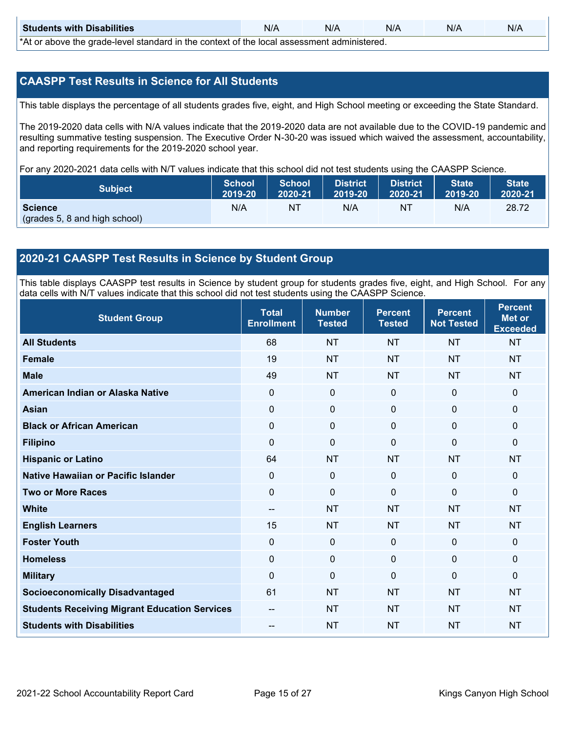| Students with Disabilities | N/A | N/A | N/A | N/A | N/A |
|---|---|---|---|---|---|

*At or above the grade-level standard in the context of the local assessment administered.

## CAASPP Test Results in Science for All Students

This table displays the percentage of all students grades five, eight, and High School meeting or exceeding the State Standard.

The 2019-2020 data cells with N/A values indicate that the 2019-2020 data are not available due to the COVID-19 pandemic and resulting summative testing suspension. The Executive Order N-30-20 was issued which waived the assessment, accountability, and reporting requirements for the 2019-2020 school year.

For any 2020-2021 data cells with N/T values indicate that this school did not test students using the CAASPP Science.

| Subject | School 2019-20 | School 2020-21 | District 2019-20 | District 2020-21 | State 2019-20 | State 2020-21 |
|---|---|---|---|---|---|---|
| **Science** (grades 5, 8 and high school) | N/A | NT | N/A | NT | N/A | 28.72 |

## 2020-21 CAASPP Test Results in Science by Student Group

This table displays CAASPP test results in Science by student group for students grades five, eight, and High School. For any data cells with N/T values indicate that this school did not test students using the CAASPP Science.

| Student Group | Total Enrollment | Number Tested | Percent Tested | Percent Not Tested | Percent Met or Exceeded |
|---|---|---|---|---|---|
| **All Students** | 68 | NT | NT | NT | NT |
| **Female** | 19 | NT | NT | NT | NT |
| **Male** | 49 | NT | NT | NT | NT |
| **American Indian or Alaska Native** | 0 | 0 | 0 | 0 | 0 |
| **Asian** | 0 | 0 | 0 | 0 | 0 |
| **Black or African American** | 0 | 0 | 0 | 0 | 0 |
| **Filipino** | 0 | 0 | 0 | 0 | 0 |
| **Hispanic or Latino** | 64 | NT | NT | NT | NT |
| **Native Hawaiian or Pacific Islander** | 0 | 0 | 0 | 0 | 0 |
| **Two or More Races** | 0 | 0 | 0 | 0 | 0 |
| **White** | -- | NT | NT | NT | NT |
| **English Learners** | 15 | NT | NT | NT | NT |
| **Foster Youth** | 0 | 0 | 0 | 0 | 0 |
| **Homeless** | 0 | 0 | 0 | 0 | 0 |
| **Military** | 0 | 0 | 0 | 0 | 0 |
| **Socioeconomically Disadvantaged** | 61 | NT | NT | NT | NT |
| **Students Receiving Migrant Education Services** | -- | NT | NT | NT | NT |
| **Students with Disabilities** | -- | NT | NT | NT | NT |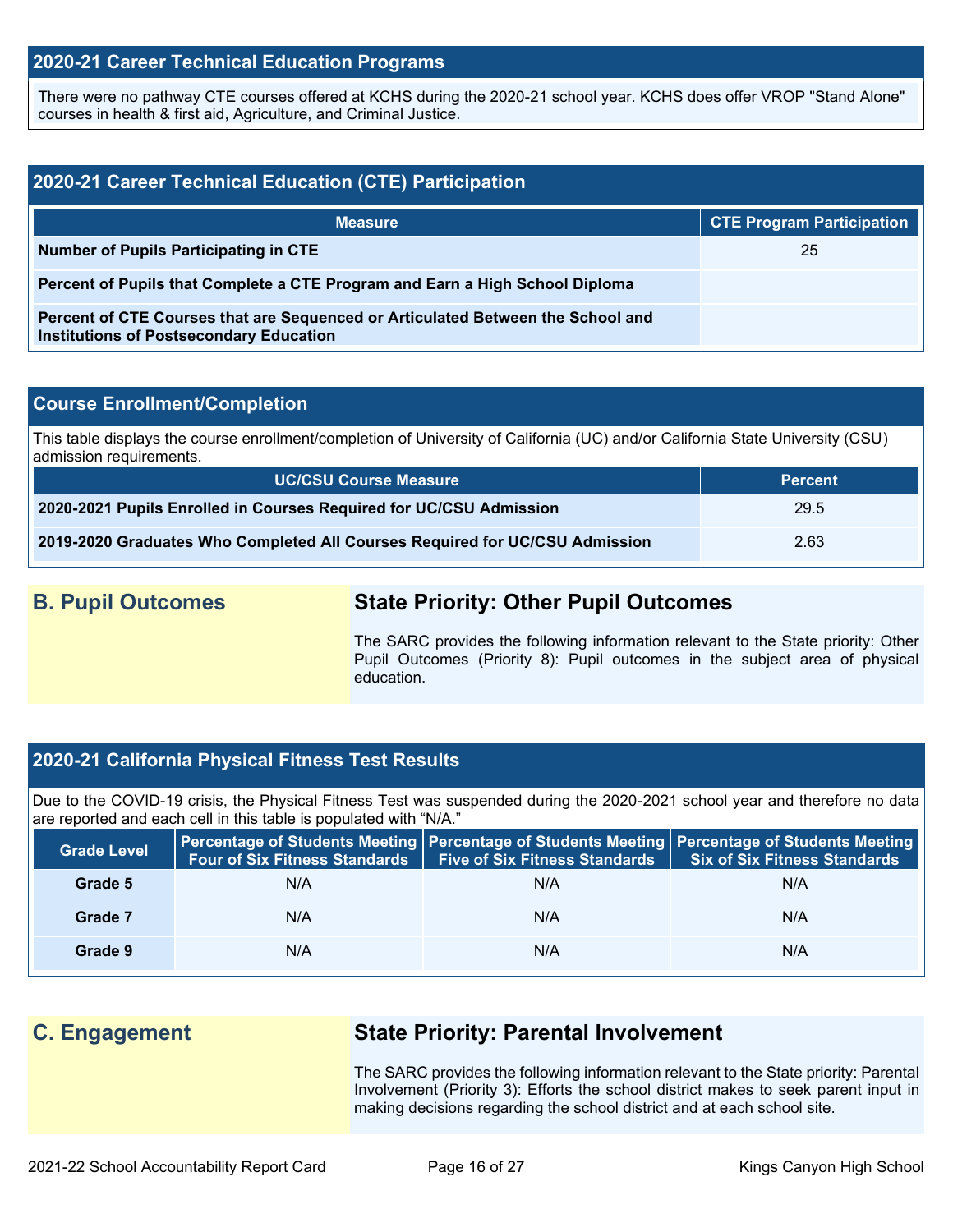## 2020-21 Career Technical Education Programs

There were no pathway CTE courses offered at KCHS during the 2020-21 school year. KCHS does offer VROP "Stand Alone" courses in health & first aid, Agriculture, and Criminal Justice.

## 2020-21 Career Technical Education (CTE) Participation

| Measure | CTE Program Participation |
|---|---|
| **Number of Pupils Participating in CTE** | 25 |
| **Percent of Pupils that Complete a CTE Program and Earn a High School Diploma** | |
| **Percent of CTE Courses that are Sequenced or Articulated Between the School and Institutions of Postsecondary Education** | |

## Course Enrollment/Completion

This table displays the course enrollment/completion of University of California (UC) and/or California State University (CSU) admission requirements.

| UC/CSU Course Measure | Percent |
|---|---|
| **2020-2021 Pupils Enrolled in Courses Required for UC/CSU Admission** | 29.5 |
| **2019-2020 Graduates Who Completed All Courses Required for UC/CSU Admission** | 2.63 |

## B. Pupil Outcomes

### State Priority: Other Pupil Outcomes

The SARC provides the following information relevant to the State priority: Other Pupil Outcomes (Priority 8): Pupil outcomes in the subject area of physical education.

## 2020-21 California Physical Fitness Test Results

Due to the COVID-19 crisis, the Physical Fitness Test was suspended during the 2020-2021 school year and therefore no data are reported and each cell in this table is populated with "N/A."

| Grade Level | Percentage of Students Meeting Four of Six Fitness Standards | Percentage of Students Meeting Five of Six Fitness Standards | Percentage of Students Meeting Six of Six Fitness Standards |
|---|---|---|---|
| **Grade 5** | N/A | N/A | N/A |
| **Grade 7** | N/A | N/A | N/A |
| **Grade 9** | N/A | N/A | N/A |

## C. Engagement

### State Priority: Parental Involvement

The SARC provides the following information relevant to the State priority: Parental Involvement (Priority 3): Efforts the school district makes to seek parent input in making decisions regarding the school district and at each school site.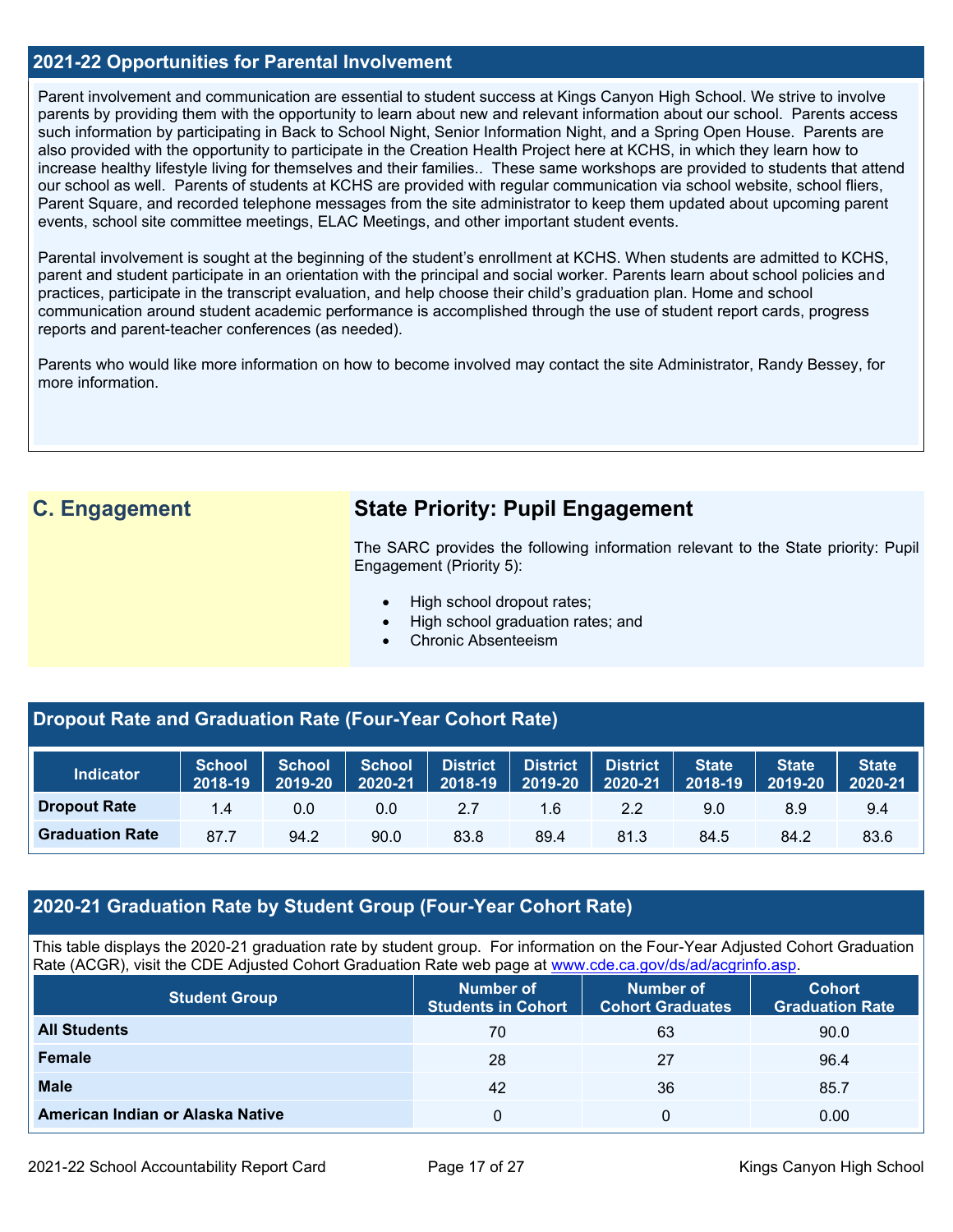## 2021-22 Opportunities for Parental Involvement

Parent involvement and communication are essential to student success at Kings Canyon High School. We strive to involve parents by providing them with the opportunity to learn about new and relevant information about our school. Parents access such information by participating in Back to School Night, Senior Information Night, and a Spring Open House. Parents are also provided with the opportunity to participate in the Creation Health Project here at KCHS, in which they learn how to increase healthy lifestyle living for themselves and their families.. These same workshops are provided to students that attend our school as well. Parents of students at KCHS are provided with regular communication via school website, school fliers, Parent Square, and recorded telephone messages from the site administrator to keep them updated about upcoming parent events, school site committee meetings, ELAC Meetings, and other important student events.

Parental involvement is sought at the beginning of the student's enrollment at KCHS. When students are admitted to KCHS, parent and student participate in an orientation with the principal and social worker. Parents learn about school policies and practices, participate in the transcript evaluation, and help choose their child's graduation plan. Home and school communication around student academic performance is accomplished through the use of student report cards, progress reports and parent-teacher conferences (as needed).

Parents who would like more information on how to become involved may contact the site Administrator, Randy Bessey, for more information.

## C. Engagement

### State Priority: Pupil Engagement

The SARC provides the following information relevant to the State priority: Pupil Engagement (Priority 5):

- High school dropout rates;
- High school graduation rates; and
- Chronic Absenteeism

## Dropout Rate and Graduation Rate (Four-Year Cohort Rate)

| Indicator | School 2018-19 | School 2019-20 | School 2020-21 | District 2018-19 | District 2019-20 | District 2020-21 | State 2018-19 | State 2019-20 | State 2020-21 |
|---|---|---|---|---|---|---|---|---|---|
| Dropout Rate | 1.4 | 0.0 | 0.0 | 2.7 | 1.6 | 2.2 | 9.0 | 8.9 | 9.4 |
| Graduation Rate | 87.7 | 94.2 | 90.0 | 83.8 | 89.4 | 81.3 | 84.5 | 84.2 | 83.6 |

## 2020-21 Graduation Rate by Student Group (Four-Year Cohort Rate)

This table displays the 2020-21 graduation rate by student group. For information on the Four-Year Adjusted Cohort Graduation Rate (ACGR), visit the CDE Adjusted Cohort Graduation Rate web page at www.cde.ca.gov/ds/ad/acgrinfo.asp.

| Student Group | Number of Students in Cohort | Number of Cohort Graduates | Cohort Graduation Rate |
|---|---|---|---|
| All Students | 70 | 63 | 90.0 |
| Female | 28 | 27 | 96.4 |
| Male | 42 | 36 | 85.7 |
| American Indian or Alaska Native | 0 | 0 | 0.00 |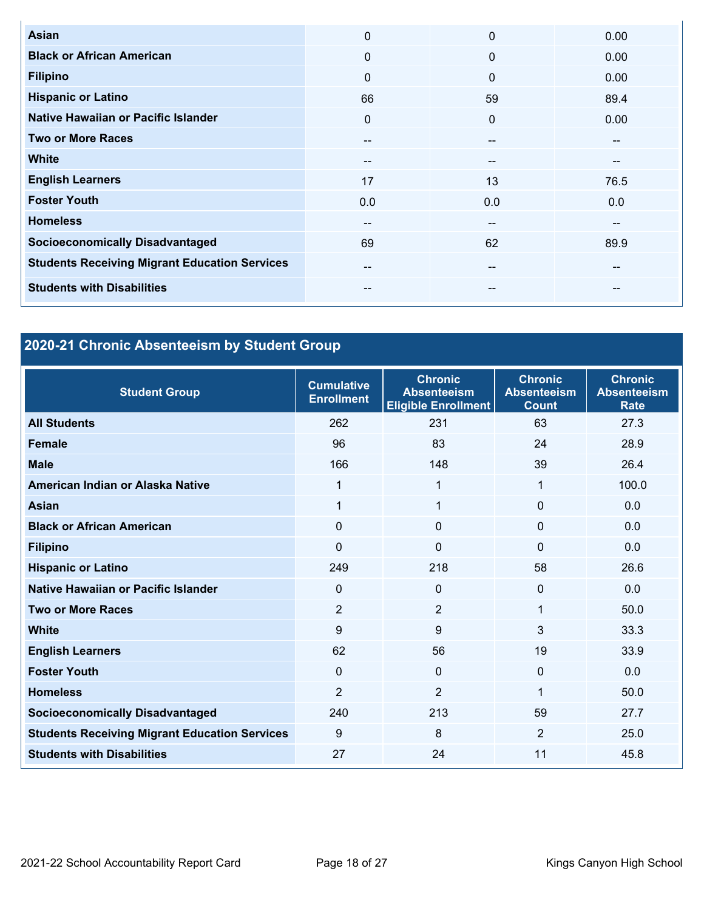| | | | |
|---|---|---|---|
| **Asian** | 0 | 0 | 0.00 |
| **Black or African American** | 0 | 0 | 0.00 |
| **Filipino** | 0 | 0 | 0.00 |
| **Hispanic or Latino** | 66 | 59 | 89.4 |
| **Native Hawaiian or Pacific Islander** | 0 | 0 | 0.00 |
| **Two or More Races** | -- | -- | -- |
| **White** | -- | -- | -- |
| **English Learners** | 17 | 13 | 76.5 |
| **Foster Youth** | 0.0 | 0.0 | 0.0 |
| **Homeless** | -- | -- | -- |
| **Socioeconomically Disadvantaged** | 69 | 62 | 89.9 |
| **Students Receiving Migrant Education Services** | -- | -- | -- |
| **Students with Disabilities** | -- | -- | -- |

## 2020-21 Chronic Absenteeism by Student Group

| Student Group | Cumulative Enrollment | Chronic Absenteeism Eligible Enrollment | Chronic Absenteeism Count | Chronic Absenteeism Rate |
|---|---|---|---|---|
| **All Students** | 262 | 231 | 63 | 27.3 |
| **Female** | 96 | 83 | 24 | 28.9 |
| **Male** | 166 | 148 | 39 | 26.4 |
| **American Indian or Alaska Native** | 1 | 1 | 1 | 100.0 |
| **Asian** | 1 | 1 | 0 | 0.0 |
| **Black or African American** | 0 | 0 | 0 | 0.0 |
| **Filipino** | 0 | 0 | 0 | 0.0 |
| **Hispanic or Latino** | 249 | 218 | 58 | 26.6 |
| **Native Hawaiian or Pacific Islander** | 0 | 0 | 0 | 0.0 |
| **Two or More Races** | 2 | 2 | 1 | 50.0 |
| **White** | 9 | 9 | 3 | 33.3 |
| **English Learners** | 62 | 56 | 19 | 33.9 |
| **Foster Youth** | 0 | 0 | 0 | 0.0 |
| **Homeless** | 2 | 2 | 1 | 50.0 |
| **Socioeconomically Disadvantaged** | 240 | 213 | 59 | 27.7 |
| **Students Receiving Migrant Education Services** | 9 | 8 | 2 | 25.0 |
| **Students with Disabilities** | 27 | 24 | 11 | 45.8 |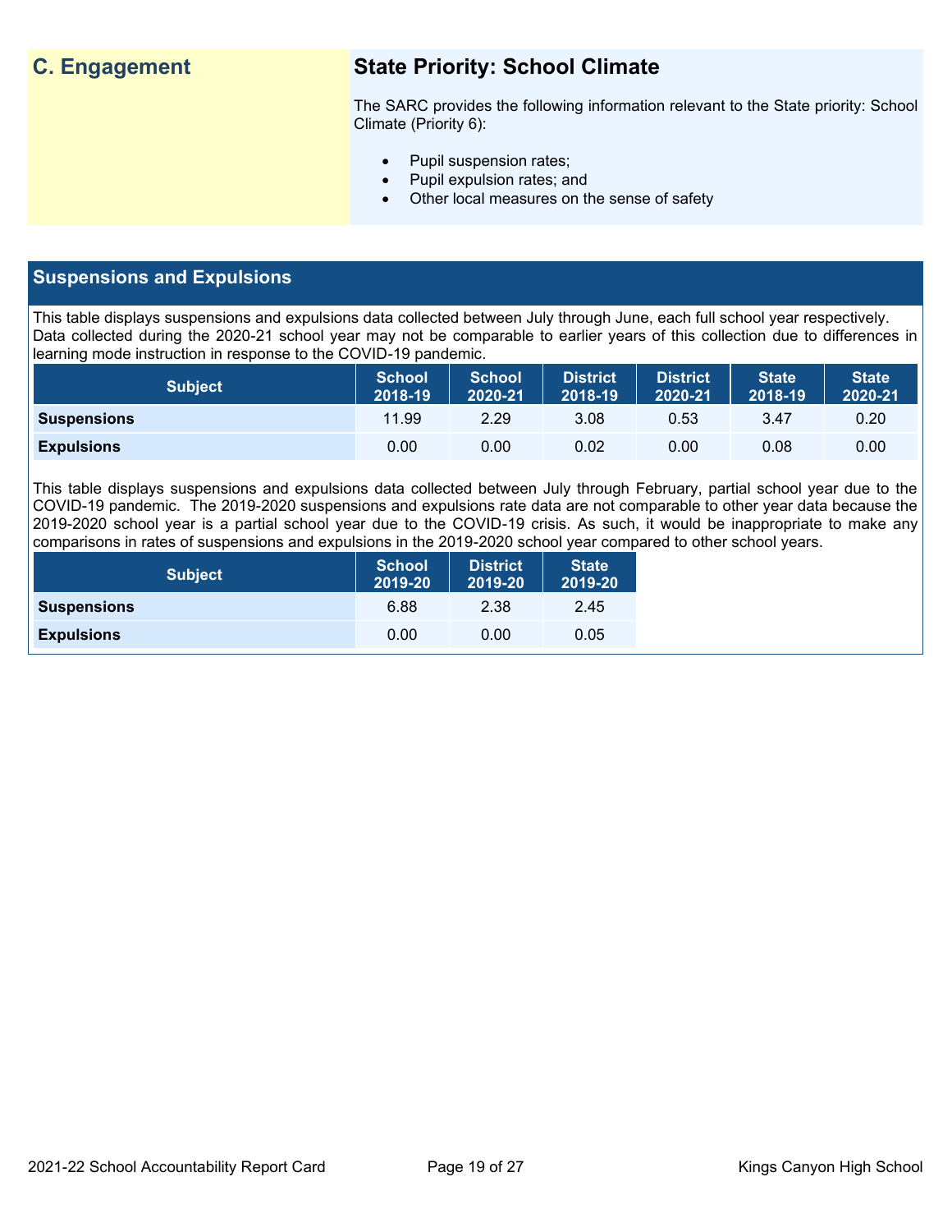## C. Engagement

### State Priority: School Climate

The SARC provides the following information relevant to the State priority: School Climate (Priority 6):

- Pupil suspension rates;
- Pupil expulsion rates; and
- Other local measures on the sense of safety

## Suspensions and Expulsions

This table displays suspensions and expulsions data collected between July through June, each full school year respectively. Data collected during the 2020-21 school year may not be comparable to earlier years of this collection due to differences in learning mode instruction in response to the COVID-19 pandemic.

| Subject | School 2018-19 | School 2020-21 | District 2018-19 | District 2020-21 | State 2018-19 | State 2020-21 |
|---|---|---|---|---|---|---|
| **Suspensions** | 11.99 | 2.29 | 3.08 | 0.53 | 3.47 | 0.20 |
| **Expulsions** | 0.00 | 0.00 | 0.02 | 0.00 | 0.08 | 0.00 |

This table displays suspensions and expulsions data collected between July through February, partial school year due to the COVID-19 pandemic. The 2019-2020 suspensions and expulsions rate data are not comparable to other year data because the 2019-2020 school year is a partial school year due to the COVID-19 crisis. As such, it would be inappropriate to make any comparisons in rates of suspensions and expulsions in the 2019-2020 school year compared to other school years.

| Subject | School 2019-20 | District 2019-20 | State 2019-20 |
|---|---|---|---|
| **Suspensions** | 6.88 | 2.38 | 2.45 |
| **Expulsions** | 0.00 | 0.00 | 0.05 |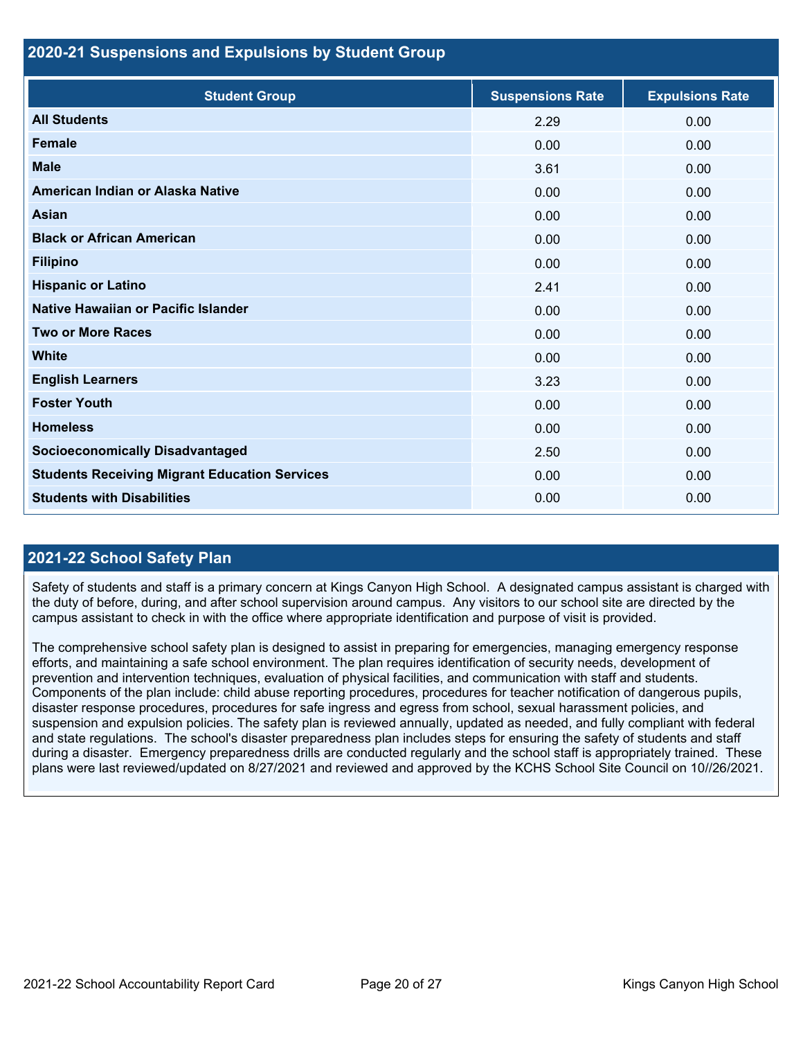## 2020-21 Suspensions and Expulsions by Student Group

| Student Group | Suspensions Rate | Expulsions Rate |
| --- | --- | --- |
| **All Students** | 2.29 | 0.00 |
| **Female** | 0.00 | 0.00 |
| **Male** | 3.61 | 0.00 |
| **American Indian or Alaska Native** | 0.00 | 0.00 |
| **Asian** | 0.00 | 0.00 |
| **Black or African American** | 0.00 | 0.00 |
| **Filipino** | 0.00 | 0.00 |
| **Hispanic or Latino** | 2.41 | 0.00 |
| **Native Hawaiian or Pacific Islander** | 0.00 | 0.00 |
| **Two or More Races** | 0.00 | 0.00 |
| **White** | 0.00 | 0.00 |
| **English Learners** | 3.23 | 0.00 |
| **Foster Youth** | 0.00 | 0.00 |
| **Homeless** | 0.00 | 0.00 |
| **Socioeconomically Disadvantaged** | 2.50 | 0.00 |
| **Students Receiving Migrant Education Services** | 0.00 | 0.00 |
| **Students with Disabilities** | 0.00 | 0.00 |

## 2021-22 School Safety Plan

Safety of students and staff is a primary concern at Kings Canyon High School. A designated campus assistant is charged with the duty of before, during, and after school supervision around campus. Any visitors to our school site are directed by the campus assistant to check in with the office where appropriate identification and purpose of visit is provided.

The comprehensive school safety plan is designed to assist in preparing for emergencies, managing emergency response efforts, and maintaining a safe school environment. The plan requires identification of security needs, development of prevention and intervention techniques, evaluation of physical facilities, and communication with staff and students. Components of the plan include: child abuse reporting procedures, procedures for teacher notification of dangerous pupils, disaster response procedures, procedures for safe ingress and egress from school, sexual harassment policies, and suspension and expulsion policies. The safety plan is reviewed annually, updated as needed, and fully compliant with federal and state regulations. The school's disaster preparedness plan includes steps for ensuring the safety of students and staff during a disaster. Emergency preparedness drills are conducted regularly and the school staff is appropriately trained. These plans were last reviewed/updated on 8/27/2021 and reviewed and approved by the KCHS School Site Council on 10//26/2021.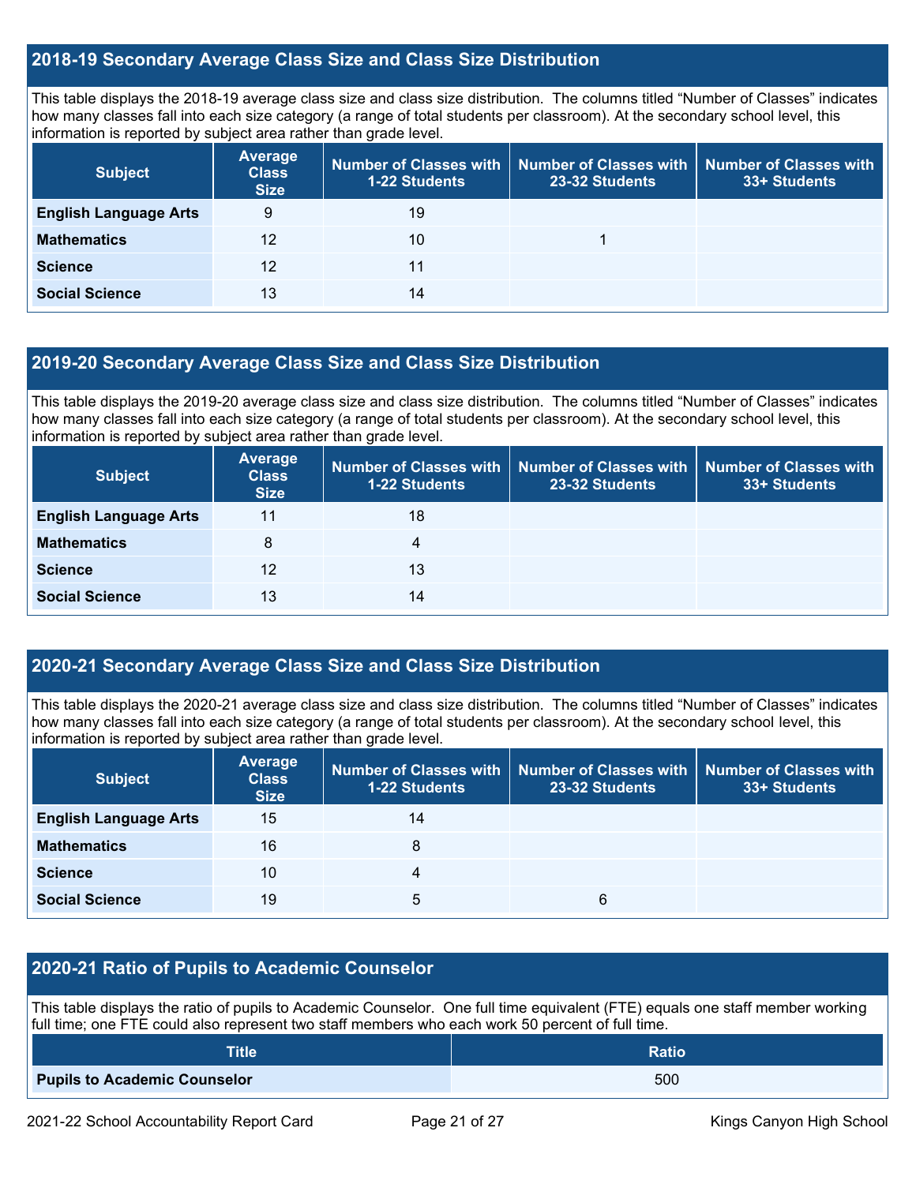## 2018-19 Secondary Average Class Size and Class Size Distribution

This table displays the 2018-19 average class size and class size distribution. The columns titled "Number of Classes" indicates how many classes fall into each size category (a range of total students per classroom). At the secondary school level, this information is reported by subject area rather than grade level.

| Subject | Average Class Size | Number of Classes with 1-22 Students | Number of Classes with 23-32 Students | Number of Classes with 33+ Students |
|---|---|---|---|---|
| **English Language Arts** | 9 | 19 | | |
| **Mathematics** | 12 | 10 | 1 | |
| **Science** | 12 | 11 | | |
| **Social Science** | 13 | 14 | | |

## 2019-20 Secondary Average Class Size and Class Size Distribution

This table displays the 2019-20 average class size and class size distribution. The columns titled "Number of Classes" indicates how many classes fall into each size category (a range of total students per classroom). At the secondary school level, this information is reported by subject area rather than grade level.

| Subject | Average Class Size | Number of Classes with 1-22 Students | Number of Classes with 23-32 Students | Number of Classes with 33+ Students |
|---|---|---|---|---|
| **English Language Arts** | 11 | 18 | | |
| **Mathematics** | 8 | 4 | | |
| **Science** | 12 | 13 | | |
| **Social Science** | 13 | 14 | | |

## 2020-21 Secondary Average Class Size and Class Size Distribution

This table displays the 2020-21 average class size and class size distribution. The columns titled "Number of Classes" indicates how many classes fall into each size category (a range of total students per classroom). At the secondary school level, this information is reported by subject area rather than grade level.

| Subject | Average Class Size | Number of Classes with 1-22 Students | Number of Classes with 23-32 Students | Number of Classes with 33+ Students |
|---|---|---|---|---|
| **English Language Arts** | 15 | 14 | | |
| **Mathematics** | 16 | 8 | | |
| **Science** | 10 | 4 | | |
| **Social Science** | 19 | 5 | 6 | |

## 2020-21 Ratio of Pupils to Academic Counselor

This table displays the ratio of pupils to Academic Counselor. One full time equivalent (FTE) equals one staff member working full time; one FTE could also represent two staff members who each work 50 percent of full time.

| Title | Ratio |
|---|---|
| **Pupils to Academic Counselor** | 500 |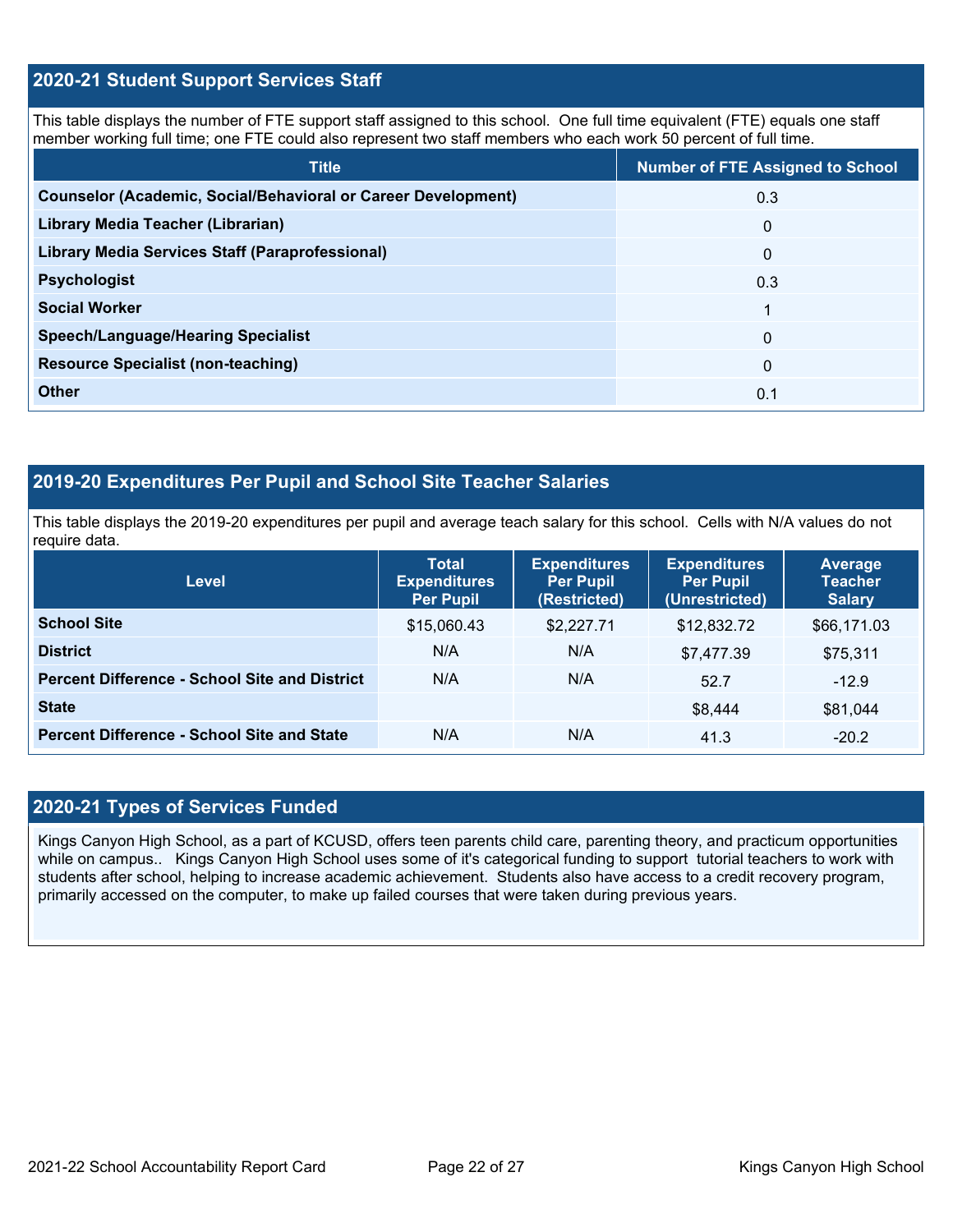## 2020-21 Student Support Services Staff

This table displays the number of FTE support staff assigned to this school. One full time equivalent (FTE) equals one staff member working full time; one FTE could also represent two staff members who each work 50 percent of full time.

| Title | Number of FTE Assigned to School |
|---|---|
| **Counselor (Academic, Social/Behavioral or Career Development)** | 0.3 |
| **Library Media Teacher (Librarian)** | 0 |
| **Library Media Services Staff (Paraprofessional)** | 0 |
| **Psychologist** | 0.3 |
| **Social Worker** | 1 |
| **Speech/Language/Hearing Specialist** | 0 |
| **Resource Specialist (non-teaching)** | 0 |
| **Other** | 0.1 |

## 2019-20 Expenditures Per Pupil and School Site Teacher Salaries

This table displays the 2019-20 expenditures per pupil and average teach salary for this school. Cells with N/A values do not require data.

| Level | Total Expenditures Per Pupil | Expenditures Per Pupil (Restricted) | Expenditures Per Pupil (Unrestricted) | Average Teacher Salary |
|---|---|---|---|---|
| **School Site** | $15,060.43 | $2,227.71 | $12,832.72 | $66,171.03 |
| **District** | N/A | N/A | $7,477.39 | $75,311 |
| **Percent Difference - School Site and District** | N/A | N/A | 52.7 | -12.9 |
| **State** | | | $8,444 | $81,044 |
| **Percent Difference - School Site and State** | N/A | N/A | 41.3 | -20.2 |

## 2020-21 Types of Services Funded

Kings Canyon High School, as a part of KCUSD, offers teen parents child care, parenting theory, and practicum opportunities while on campus.. Kings Canyon High School uses some of it's categorical funding to support tutorial teachers to work with students after school, helping to increase academic achievement. Students also have access to a credit recovery program, primarily accessed on the computer, to make up failed courses that were taken during previous years.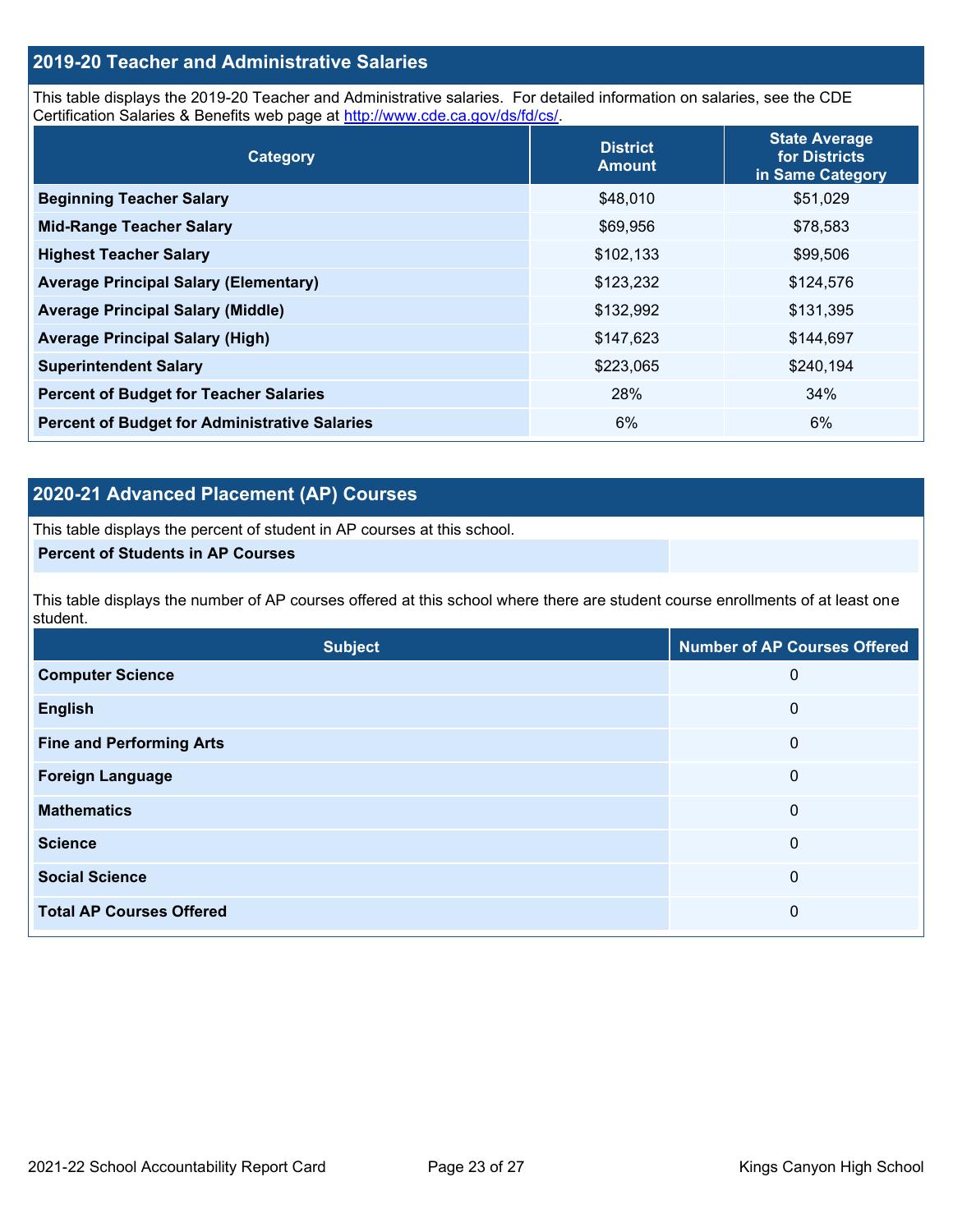## 2019-20 Teacher and Administrative Salaries

This table displays the 2019-20 Teacher and Administrative salaries. For detailed information on salaries, see the CDE Certification Salaries & Benefits web page at http://www.cde.ca.gov/ds/fd/cs/.

| Category | District Amount | State Average for Districts in Same Category |
|---|---|---|
| Beginning Teacher Salary | $48,010 | $51,029 |
| Mid-Range Teacher Salary | $69,956 | $78,583 |
| Highest Teacher Salary | $102,133 | $99,506 |
| Average Principal Salary (Elementary) | $123,232 | $124,576 |
| Average Principal Salary (Middle) | $132,992 | $131,395 |
| Average Principal Salary (High) | $147,623 | $144,697 |
| Superintendent Salary | $223,065 | $240,194 |
| Percent of Budget for Teacher Salaries | 28% | 34% |
| Percent of Budget for Administrative Salaries | 6% | 6% |

## 2020-21 Advanced Placement (AP) Courses

This table displays the percent of student in AP courses at this school.

| Percent of Students in AP Courses | |
|---|---|

This table displays the number of AP courses offered at this school where there are student course enrollments of at least one student.

| Subject | Number of AP Courses Offered |
|---|---|
| Computer Science | 0 |
| English | 0 |
| Fine and Performing Arts | 0 |
| Foreign Language | 0 |
| Mathematics | 0 |
| Science | 0 |
| Social Science | 0 |
| Total AP Courses Offered | 0 |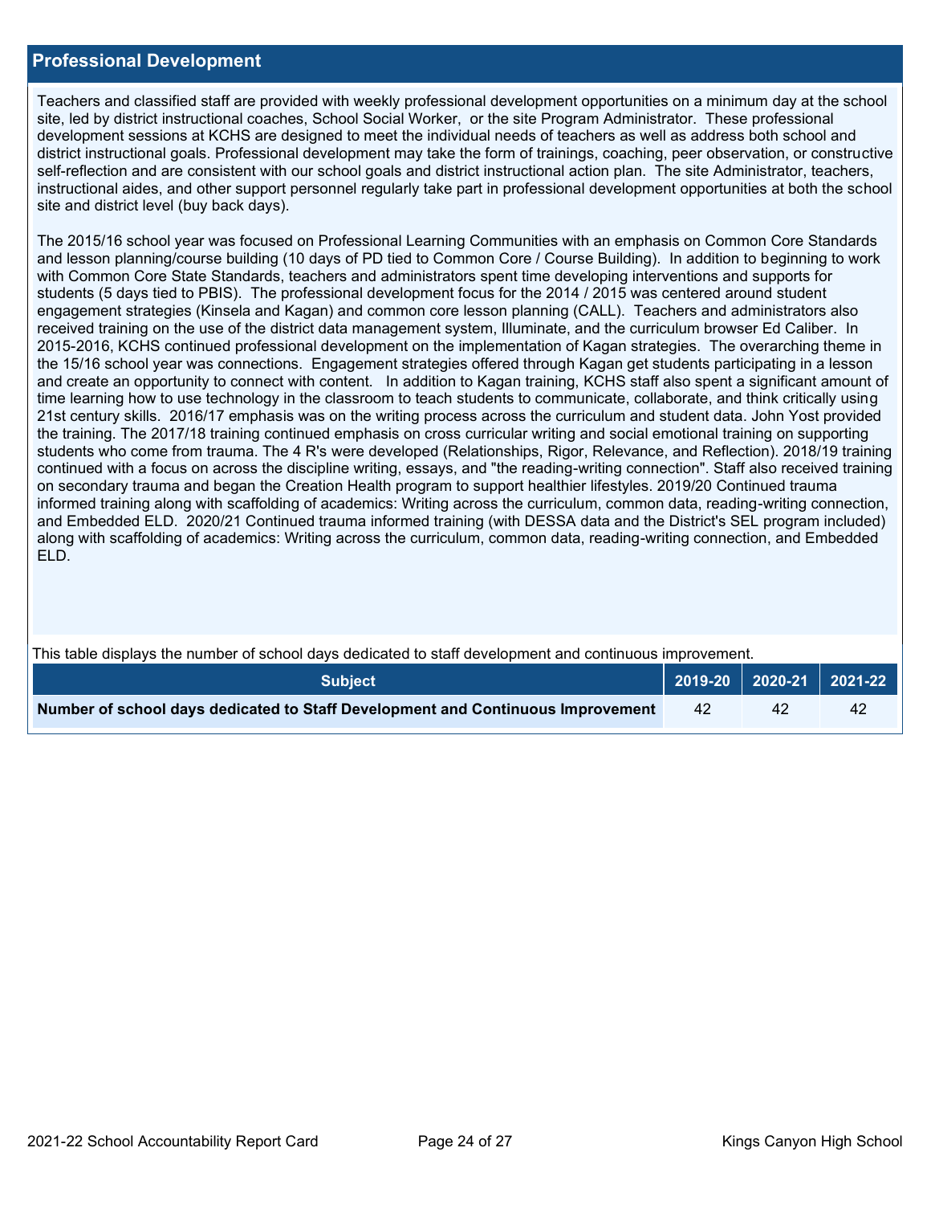## Professional Development

Teachers and classified staff are provided with weekly professional development opportunities on a minimum day at the school site, led by district instructional coaches, School Social Worker, or the site Program Administrator. These professional development sessions at KCHS are designed to meet the individual needs of teachers as well as address both school and district instructional goals. Professional development may take the form of trainings, coaching, peer observation, or constructive self-reflection and are consistent with our school goals and district instructional action plan. The site Administrator, teachers, instructional aides, and other support personnel regularly take part in professional development opportunities at both the school site and district level (buy back days).

The 2015/16 school year was focused on Professional Learning Communities with an emphasis on Common Core Standards and lesson planning/course building (10 days of PD tied to Common Core / Course Building). In addition to beginning to work with Common Core State Standards, teachers and administrators spent time developing interventions and supports for students (5 days tied to PBIS). The professional development focus for the 2014 / 2015 was centered around student engagement strategies (Kinsela and Kagan) and common core lesson planning (CALL). Teachers and administrators also received training on the use of the district data management system, Illuminate, and the curriculum browser Ed Caliber. In 2015-2016, KCHS continued professional development on the implementation of Kagan strategies. The overarching theme in the 15/16 school year was connections. Engagement strategies offered through Kagan get students participating in a lesson and create an opportunity to connect with content. In addition to Kagan training, KCHS staff also spent a significant amount of time learning how to use technology in the classroom to teach students to communicate, collaborate, and think critically using 21st century skills. 2016/17 emphasis was on the writing process across the curriculum and student data. John Yost provided the training. The 2017/18 training continued emphasis on cross curricular writing and social emotional training on supporting students who come from trauma. The 4 R's were developed (Relationships, Rigor, Relevance, and Reflection). 2018/19 training continued with a focus on across the discipline writing, essays, and "the reading-writing connection". Staff also received training on secondary trauma and began the Creation Health program to support healthier lifestyles. 2019/20 Continued trauma informed training along with scaffolding of academics: Writing across the curriculum, common data, reading-writing connection, and Embedded ELD. 2020/21 Continued trauma informed training (with DESSA data and the District's SEL program included) along with scaffolding of academics: Writing across the curriculum, common data, reading-writing connection, and Embedded ELD.

This table displays the number of school days dedicated to staff development and continuous improvement.

| Subject | 2019-20 | 2020-21 | 2021-22 |
|---|---|---|---|
| **Number of school days dedicated to Staff Development and Continuous Improvement** | 42 | 42 | 42 |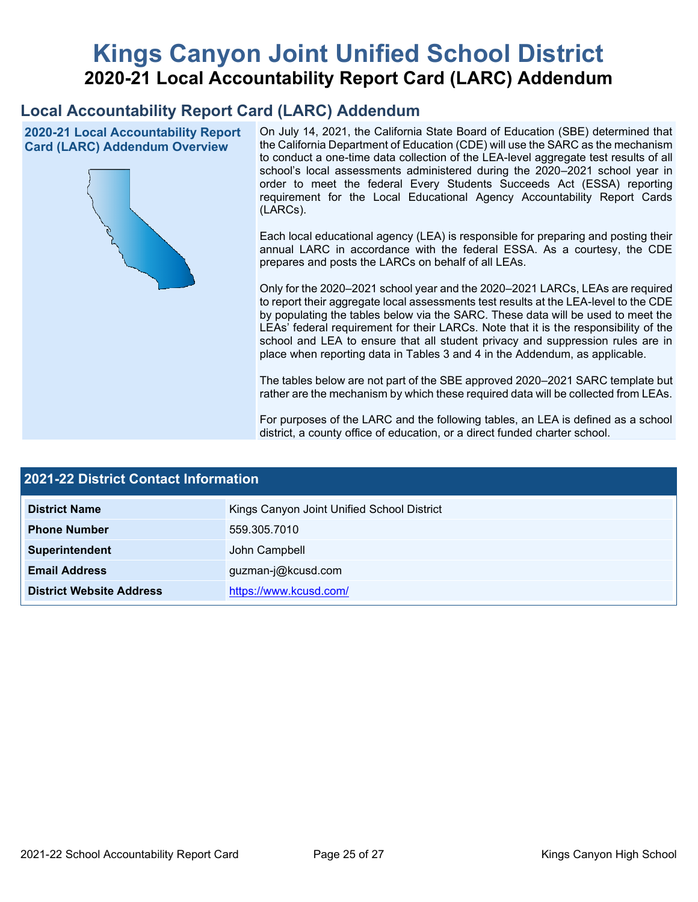# Kings Canyon Joint Unified School District

## 2020-21 Local Accountability Report Card (LARC) Addendum

## Local Accountability Report Card (LARC) Addendum

### 2020-21 Local Accountability Report Card (LARC) Addendum Overview

On July 14, 2021, the California State Board of Education (SBE) determined that the California Department of Education (CDE) will use the SARC as the mechanism to conduct a one-time data collection of the LEA-level aggregate test results of all school's local assessments administered during the 2020–2021 school year in order to meet the federal Every Students Succeeds Act (ESSA) reporting requirement for the Local Educational Agency Accountability Report Cards (LARCs).

Each local educational agency (LEA) is responsible for preparing and posting their annual LARC in accordance with the federal ESSA. As a courtesy, the CDE prepares and posts the LARCs on behalf of all LEAs.

Only for the 2020–2021 school year and the 2020–2021 LARCs, LEAs are required to report their aggregate local assessments test results at the LEA-level to the CDE by populating the tables below via the SARC. These data will be used to meet the LEAs' federal requirement for their LARCs. Note that it is the responsibility of the school and LEA to ensure that all student privacy and suppression rules are in place when reporting data in Tables 3 and 4 in the Addendum, as applicable.

The tables below are not part of the SBE approved 2020–2021 SARC template but rather are the mechanism by which these required data will be collected from LEAs.

For purposes of the LARC and the following tables, an LEA is defined as a school district, a county office of education, or a direct funded charter school.

### 2021-22 District Contact Information

| 2021-22 District Contact Information | |
|---|---|
| District Name | Kings Canyon Joint Unified School District |
| Phone Number | 559.305.7010 |
| Superintendent | John Campbell |
| Email Address | guzman-j@kcusd.com |
| District Website Address | https://www.kcusd.com/ |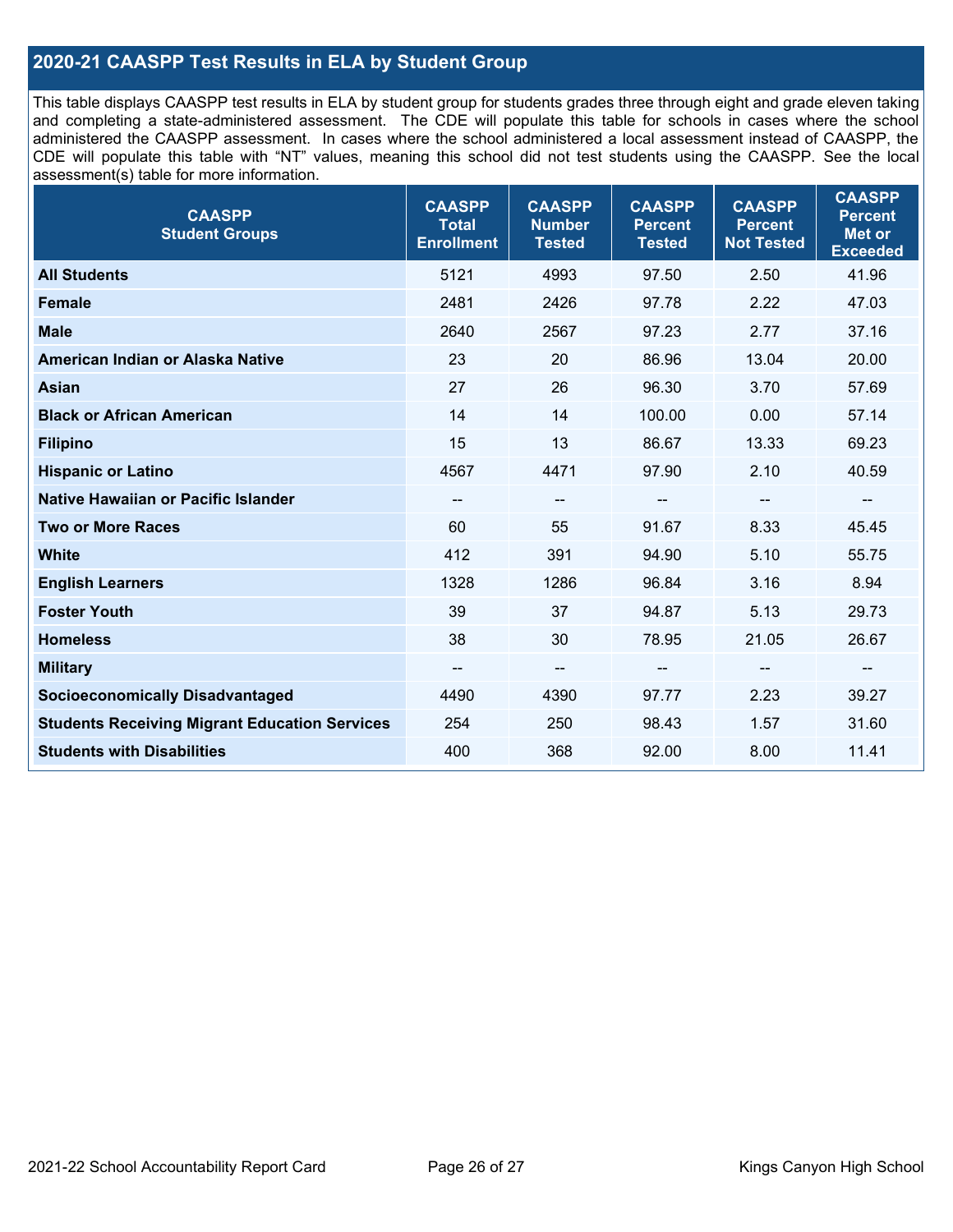## 2020-21 CAASPP Test Results in ELA by Student Group

This table displays CAASPP test results in ELA by student group for students grades three through eight and grade eleven taking and completing a state-administered assessment. The CDE will populate this table for schools in cases where the school administered the CAASPP assessment. In cases where the school administered a local assessment instead of CAASPP, the CDE will populate this table with "NT" values, meaning this school did not test students using the CAASPP. See the local assessment(s) table for more information.

| CAASPP Student Groups | CAASPP Total Enrollment | CAASPP Number Tested | CAASPP Percent Tested | CAASPP Percent Not Tested | CAASPP Percent Met or Exceeded |
|---|---|---|---|---|---|
| **All Students** | 5121 | 4993 | 97.50 | 2.50 | 41.96 |
| **Female** | 2481 | 2426 | 97.78 | 2.22 | 47.03 |
| **Male** | 2640 | 2567 | 97.23 | 2.77 | 37.16 |
| **American Indian or Alaska Native** | 23 | 20 | 86.96 | 13.04 | 20.00 |
| **Asian** | 27 | 26 | 96.30 | 3.70 | 57.69 |
| **Black or African American** | 14 | 14 | 100.00 | 0.00 | 57.14 |
| **Filipino** | 15 | 13 | 86.67 | 13.33 | 69.23 |
| **Hispanic or Latino** | 4567 | 4471 | 97.90 | 2.10 | 40.59 |
| **Native Hawaiian or Pacific Islander** | -- | -- | -- | -- | -- |
| **Two or More Races** | 60 | 55 | 91.67 | 8.33 | 45.45 |
| **White** | 412 | 391 | 94.90 | 5.10 | 55.75 |
| **English Learners** | 1328 | 1286 | 96.84 | 3.16 | 8.94 |
| **Foster Youth** | 39 | 37 | 94.87 | 5.13 | 29.73 |
| **Homeless** | 38 | 30 | 78.95 | 21.05 | 26.67 |
| **Military** | -- | -- | -- | -- | -- |
| **Socioeconomically Disadvantaged** | 4490 | 4390 | 97.77 | 2.23 | 39.27 |
| **Students Receiving Migrant Education Services** | 254 | 250 | 98.43 | 1.57 | 31.60 |
| **Students with Disabilities** | 400 | 368 | 92.00 | 8.00 | 11.41 |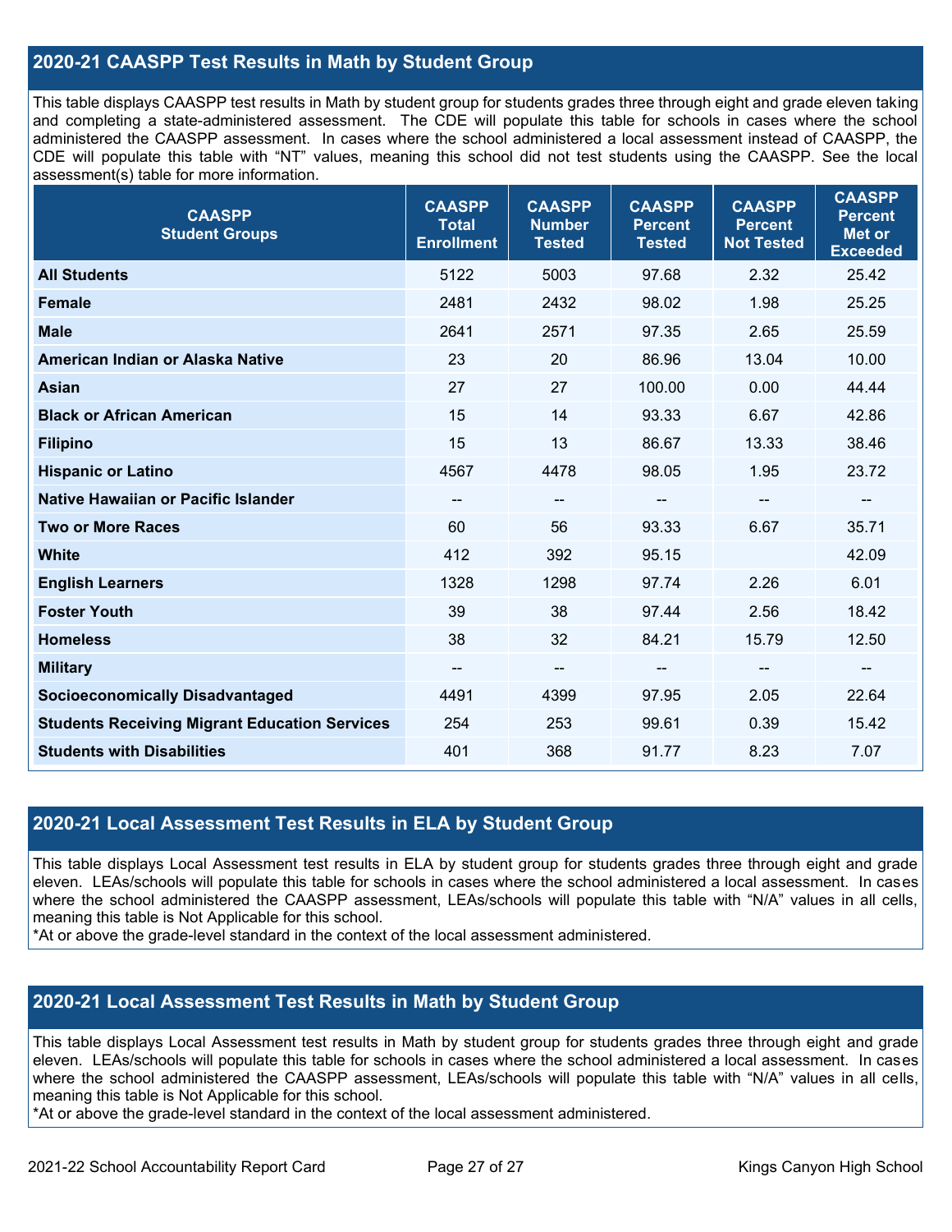## 2020-21 CAASPP Test Results in Math by Student Group

This table displays CAASPP test results in Math by student group for students grades three through eight and grade eleven taking and completing a state-administered assessment. The CDE will populate this table for schools in cases where the school administered the CAASPP assessment. In cases where the school administered a local assessment instead of CAASPP, the CDE will populate this table with "NT" values, meaning this school did not test students using the CAASPP. See the local assessment(s) table for more information.

| CAASPP Student Groups | CAASPP Total Enrollment | CAASPP Number Tested | CAASPP Percent Tested | CAASPP Percent Not Tested | CAASPP Percent Met or Exceeded |
|---|---|---|---|---|---|
| All Students | 5122 | 5003 | 97.68 | 2.32 | 25.42 |
| Female | 2481 | 2432 | 98.02 | 1.98 | 25.25 |
| Male | 2641 | 2571 | 97.35 | 2.65 | 25.59 |
| American Indian or Alaska Native | 23 | 20 | 86.96 | 13.04 | 10.00 |
| Asian | 27 | 27 | 100.00 | 0.00 | 44.44 |
| Black or African American | 15 | 14 | 93.33 | 6.67 | 42.86 |
| Filipino | 15 | 13 | 86.67 | 13.33 | 38.46 |
| Hispanic or Latino | 4567 | 4478 | 98.05 | 1.95 | 23.72 |
| Native Hawaiian or Pacific Islander | -- | -- | -- | -- | -- |
| Two or More Races | 60 | 56 | 93.33 | 6.67 | 35.71 |
| White | 412 | 392 | 95.15 | | 42.09 |
| English Learners | 1328 | 1298 | 97.74 | 2.26 | 6.01 |
| Foster Youth | 39 | 38 | 97.44 | 2.56 | 18.42 |
| Homeless | 38 | 32 | 84.21 | 15.79 | 12.50 |
| Military | -- | -- | -- | -- | -- |
| Socioeconomically Disadvantaged | 4491 | 4399 | 97.95 | 2.05 | 22.64 |
| Students Receiving Migrant Education Services | 254 | 253 | 99.61 | 0.39 | 15.42 |
| Students with Disabilities | 401 | 368 | 91.77 | 8.23 | 7.07 |

## 2020-21 Local Assessment Test Results in ELA by Student Group

This table displays Local Assessment test results in ELA by student group for students grades three through eight and grade eleven. LEAs/schools will populate this table for schools in cases where the school administered a local assessment. In cases where the school administered the CAASPP assessment, LEAs/schools will populate this table with "N/A" values in all cells, meaning this table is Not Applicable for this school.

*At or above the grade-level standard in the context of the local assessment administered.

## 2020-21 Local Assessment Test Results in Math by Student Group

This table displays Local Assessment test results in Math by student group for students grades three through eight and grade eleven. LEAs/schools will populate this table for schools in cases where the school administered a local assessment. In cases where the school administered the CAASPP assessment, LEAs/schools will populate this table with "N/A" values in all cells, meaning this table is Not Applicable for this school.

*At or above the grade-level standard in the context of the local assessment administered.